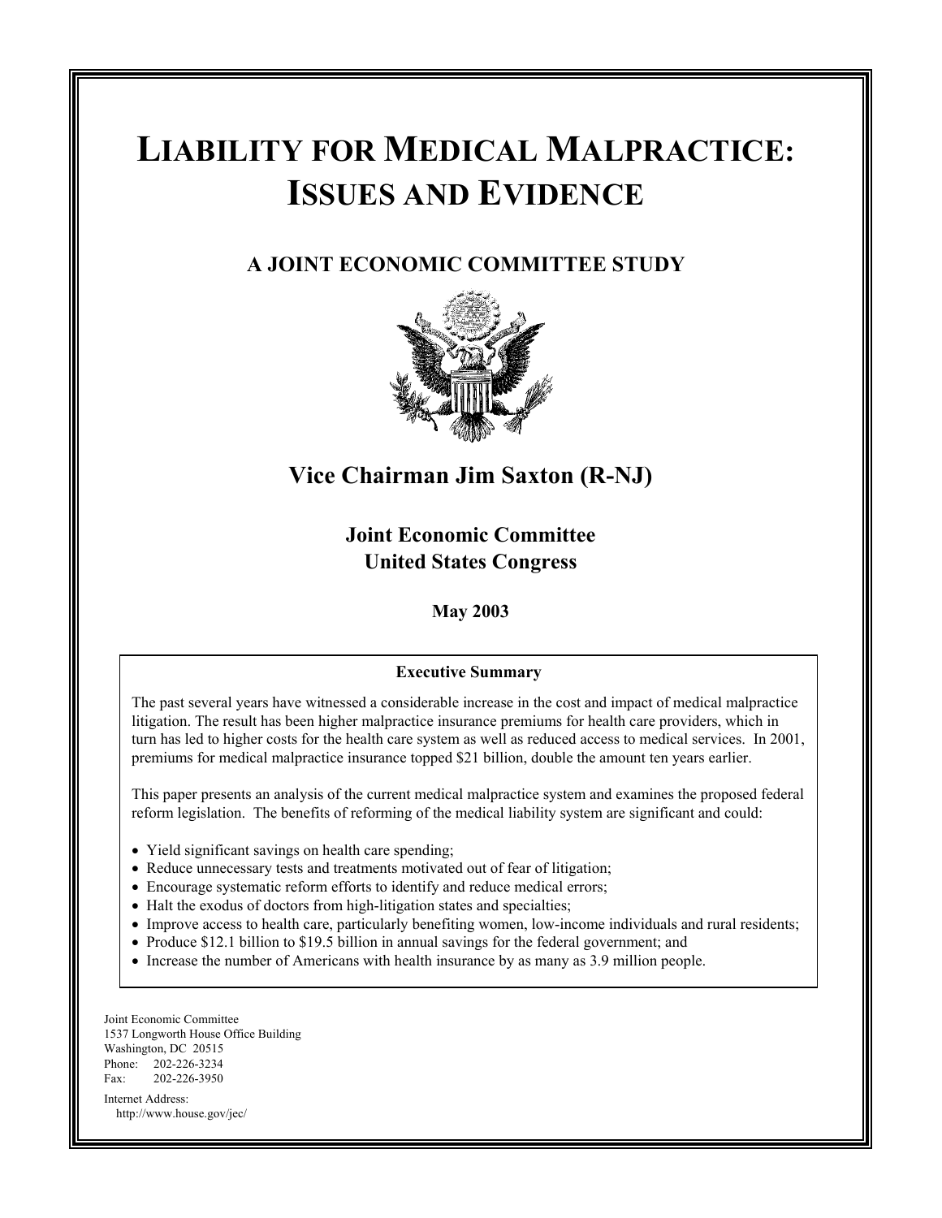# LIABILITY FOR MEDICAL MALPRACTICE: ISSUES AND EVIDENCE

## A JOINT ECONOMIC COMMITTEE STUDY

## Vice Chairman Jim Saxton (R-NJ)

### Joint Economic Committee
### United States Congress

**May 2003**

**Executive Summary**

The past several years have witnessed a considerable increase in the cost and impact of medical malpractice litigation. The result has been higher malpractice insurance premiums for health care providers, which in turn has led to higher costs for the health care system as well as reduced access to medical services. In 2001, premiums for medical malpractice insurance topped $21 billion, double the amount ten years earlier.

This paper presents an analysis of the current medical malpractice system and examines the proposed federal reform legislation. The benefits of reforming of the medical liability system are significant and could:

- Yield significant savings on health care spending;
- Reduce unnecessary tests and treatments motivated out of fear of litigation;
- Encourage systematic reform efforts to identify and reduce medical errors;
- Halt the exodus of doctors from high-litigation states and specialties;
- Improve access to health care, particularly benefiting women, low-income individuals and rural residents;
- Produce $12.1 billion to $19.5 billion in annual savings for the federal government; and
- Increase the number of Americans with health insurance by as many as 3.9 million people.

Joint Economic Committee
1537 Longworth House Office Building
Washington, DC 20515
Phone: 202-226-3234
Fax: 202-226-3950

Internet Address:
http://www.house.gov/jec/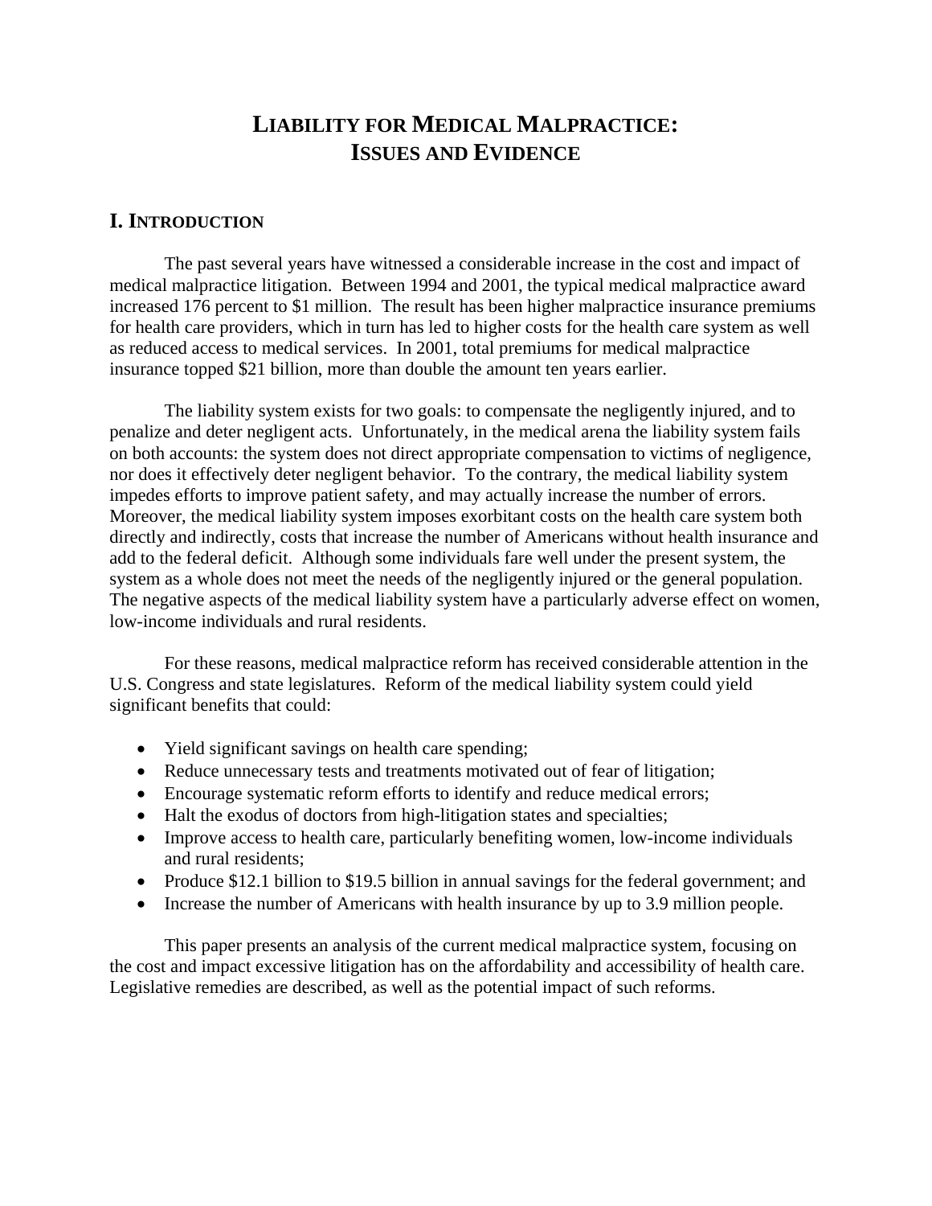# LIABILITY FOR MEDICAL MALPRACTICE: ISSUES AND EVIDENCE

## I. INTRODUCTION

The past several years have witnessed a considerable increase in the cost and impact of medical malpractice litigation. Between 1994 and 2001, the typical medical malpractice award increased 176 percent to $1 million. The result has been higher malpractice insurance premiums for health care providers, which in turn has led to higher costs for the health care system as well as reduced access to medical services. In 2001, total premiums for medical malpractice insurance topped $21 billion, more than double the amount ten years earlier.

The liability system exists for two goals: to compensate the negligently injured, and to penalize and deter negligent acts. Unfortunately, in the medical arena the liability system fails on both accounts: the system does not direct appropriate compensation to victims of negligence, nor does it effectively deter negligent behavior. To the contrary, the medical liability system impedes efforts to improve patient safety, and may actually increase the number of errors. Moreover, the medical liability system imposes exorbitant costs on the health care system both directly and indirectly, costs that increase the number of Americans without health insurance and add to the federal deficit. Although some individuals fare well under the present system, the system as a whole does not meet the needs of the negligently injured or the general population. The negative aspects of the medical liability system have a particularly adverse effect on women, low-income individuals and rural residents.

For these reasons, medical malpractice reform has received considerable attention in the U.S. Congress and state legislatures. Reform of the medical liability system could yield significant benefits that could:

- Yield significant savings on health care spending;
- Reduce unnecessary tests and treatments motivated out of fear of litigation;
- Encourage systematic reform efforts to identify and reduce medical errors;
- Halt the exodus of doctors from high-litigation states and specialties;
- Improve access to health care, particularly benefiting women, low-income individuals and rural residents;
- Produce $12.1 billion to $19.5 billion in annual savings for the federal government; and
- Increase the number of Americans with health insurance by up to 3.9 million people.

This paper presents an analysis of the current medical malpractice system, focusing on the cost and impact excessive litigation has on the affordability and accessibility of health care. Legislative remedies are described, as well as the potential impact of such reforms.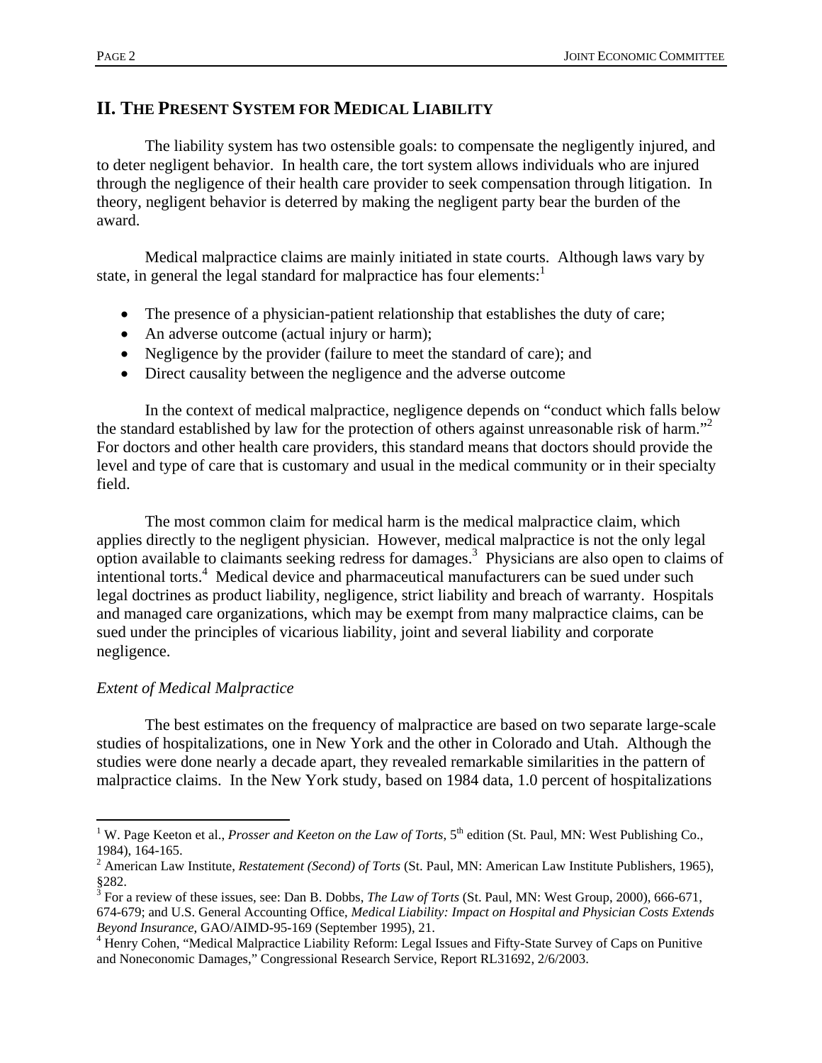## II. THE PRESENT SYSTEM FOR MEDICAL LIABILITY

The liability system has two ostensible goals: to compensate the negligently injured, and to deter negligent behavior. In health care, the tort system allows individuals who are injured through the negligence of their health care provider to seek compensation through litigation. In theory, negligent behavior is deterred by making the negligent party bear the burden of the award.

Medical malpractice claims are mainly initiated in state courts. Although laws vary by state, in general the legal standard for malpractice has four elements:[1]

- The presence of a physician-patient relationship that establishes the duty of care;
- An adverse outcome (actual injury or harm);
- Negligence by the provider (failure to meet the standard of care); and
- Direct causality between the negligence and the adverse outcome

In the context of medical malpractice, negligence depends on "conduct which falls below the standard established by law for the protection of others against unreasonable risk of harm."[2] For doctors and other health care providers, this standard means that doctors should provide the level and type of care that is customary and usual in the medical community or in their specialty field.

The most common claim for medical harm is the medical malpractice claim, which applies directly to the negligent physician. However, medical malpractice is not the only legal option available to claimants seeking redress for damages.[3] Physicians are also open to claims of intentional torts.[4] Medical device and pharmaceutical manufacturers can be sued under such legal doctrines as product liability, negligence, strict liability and breach of warranty. Hospitals and managed care organizations, which may be exempt from many malpractice claims, can be sued under the principles of vicarious liability, joint and several liability and corporate negligence.

*Extent of Medical Malpractice*

The best estimates on the frequency of malpractice are based on two separate large-scale studies of hospitalizations, one in New York and the other in Colorado and Utah. Although the studies were done nearly a decade apart, they revealed remarkable similarities in the pattern of malpractice claims. In the New York study, based on 1984 data, 1.0 percent of hospitalizations

---

[1] W. Page Keeton et al., *Prosser and Keeton on the Law of Torts*, 5th edition (St. Paul, MN: West Publishing Co., 1984), 164-165.

[2] American Law Institute, *Restatement (Second) of Torts* (St. Paul, MN: American Law Institute Publishers, 1965), §282.

[3] For a review of these issues, see: Dan B. Dobbs, *The Law of Torts* (St. Paul, MN: West Group, 2000), 666-671, 674-679; and U.S. General Accounting Office, *Medical Liability: Impact on Hospital and Physician Costs Extends Beyond Insurance*, GAO/AIMD-95-169 (September 1995), 21.

[4] Henry Cohen, "Medical Malpractice Liability Reform: Legal Issues and Fifty-State Survey of Caps on Punitive and Noneconomic Damages," Congressional Research Service, Report RL31692, 2/6/2003.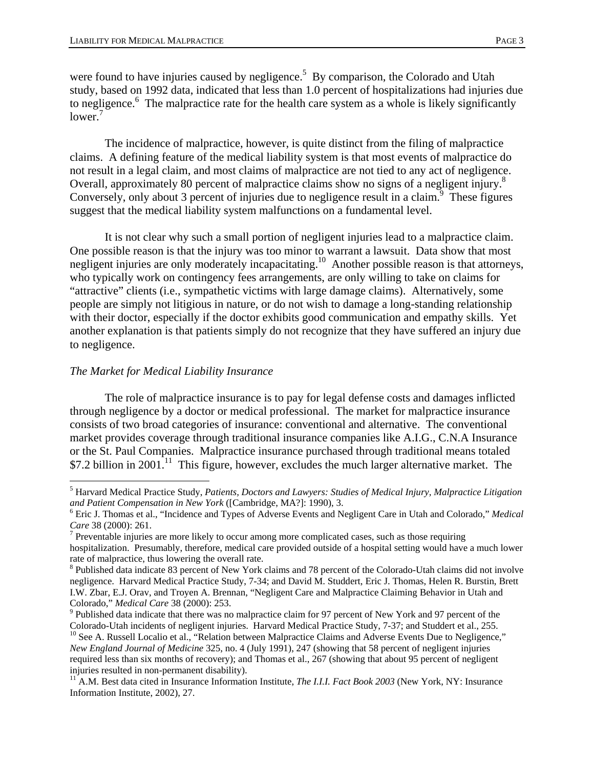were found to have injuries caused by negligence.[5] By comparison, the Colorado and Utah study, based on 1992 data, indicated that less than 1.0 percent of hospitalizations had injuries due to negligence.[6] The malpractice rate for the health care system as a whole is likely significantly lower.[7]

The incidence of malpractice, however, is quite distinct from the filing of malpractice claims. A defining feature of the medical liability system is that most events of malpractice do not result in a legal claim, and most claims of malpractice are not tied to any act of negligence. Overall, approximately 80 percent of malpractice claims show no signs of a negligent injury.[8] Conversely, only about 3 percent of injuries due to negligence result in a claim.[9] These figures suggest that the medical liability system malfunctions on a fundamental level.

It is not clear why such a small portion of negligent injuries lead to a malpractice claim. One possible reason is that the injury was too minor to warrant a lawsuit. Data show that most negligent injuries are only moderately incapacitating.[10] Another possible reason is that attorneys, who typically work on contingency fees arrangements, are only willing to take on claims for "attractive" clients (i.e., sympathetic victims with large damage claims). Alternatively, some people are simply not litigious in nature, or do not wish to damage a long-standing relationship with their doctor, especially if the doctor exhibits good communication and empathy skills. Yet another explanation is that patients simply do not recognize that they have suffered an injury due to negligence.

*The Market for Medical Liability Insurance*

The role of malpractice insurance is to pay for legal defense costs and damages inflicted through negligence by a doctor or medical professional. The market for malpractice insurance consists of two broad categories of insurance: conventional and alternative. The conventional market provides coverage through traditional insurance companies like A.I.G., C.N.A Insurance or the St. Paul Companies. Malpractice insurance purchased through traditional means totaled $7.2 billion in 2001.[11] This figure, however, excludes the much larger alternative market. The

---

[5] Harvard Medical Practice Study, *Patients, Doctors and Lawyers: Studies of Medical Injury, Malpractice Litigation and Patient Compensation in New York* ([Cambridge, MA?]: 1990), 3.

[6] Eric J. Thomas et al., "Incidence and Types of Adverse Events and Negligent Care in Utah and Colorado," *Medical Care* 38 (2000): 261.

[7] Preventable injuries are more likely to occur among more complicated cases, such as those requiring hospitalization. Presumably, therefore, medical care provided outside of a hospital setting would have a much lower rate of malpractice, thus lowering the overall rate.

[8] Published data indicate 83 percent of New York claims and 78 percent of the Colorado-Utah claims did not involve negligence. Harvard Medical Practice Study, 7-34; and David M. Studdert, Eric J. Thomas, Helen R. Burstin, Brett I.W. Zbar, E.J. Orav, and Troyen A. Brennan, "Negligent Care and Malpractice Claiming Behavior in Utah and Colorado," *Medical Care* 38 (2000): 253.

[9] Published data indicate that there was no malpractice claim for 97 percent of New York and 97 percent of the Colorado-Utah incidents of negligent injuries. Harvard Medical Practice Study, 7-37; and Studdert et al., 255.

[10] See A. Russell Localio et al., "Relation between Malpractice Claims and Adverse Events Due to Negligence," *New England Journal of Medicine* 325, no. 4 (July 1991), 247 (showing that 58 percent of negligent injuries required less than six months of recovery); and Thomas et al., 267 (showing that about 95 percent of negligent injuries resulted in non-permanent disability).

[11] A.M. Best data cited in Insurance Information Institute, *The I.I.I. Fact Book 2003* (New York, NY: Insurance Information Institute, 2002), 27.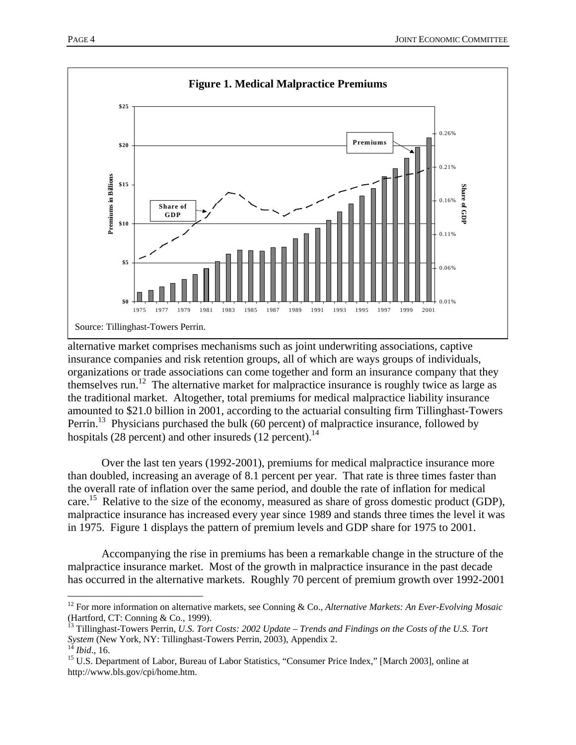**Figure 1. Medical Malpractice Premiums**

Source: Tillinghast-Towers Perrin.

alternative market comprises mechanisms such as joint underwriting associations, captive insurance companies and risk retention groups, all of which are ways groups of individuals, organizations or trade associations can come together and form an insurance company that they themselves run.[12] The alternative market for malpractice insurance is roughly twice as large as the traditional market. Altogether, total premiums for medical malpractice liability insurance amounted to $21.0 billion in 2001, according to the actuarial consulting firm Tillinghast-Towers Perrin.[13] Physicians purchased the bulk (60 percent) of malpractice insurance, followed by hospitals (28 percent) and other insureds (12 percent).[14]

Over the last ten years (1992-2001), premiums for medical malpractice insurance more than doubled, increasing an average of 8.1 percent per year. That rate is three times faster than the overall rate of inflation over the same period, and double the rate of inflation for medical care.[15] Relative to the size of the economy, measured as share of gross domestic product (GDP), malpractice insurance has increased every year since 1989 and stands three times the level it was in 1975. Figure 1 displays the pattern of premium levels and GDP share for 1975 to 2001.

Accompanying the rise in premiums has been a remarkable change in the structure of the malpractice insurance market. Most of the growth in malpractice insurance in the past decade has occurred in the alternative markets. Roughly 70 percent of premium growth over 1992-2001

---

[12] For more information on alternative markets, see Conning & Co., *Alternative Markets: An Ever-Evolving Mosaic* (Hartford, CT: Conning & Co., 1999).

[13] Tillinghast-Towers Perrin, *U.S. Tort Costs: 2002 Update – Trends and Findings on the Costs of the U.S. Tort System* (New York, NY: Tillinghast-Towers Perrin, 2003), Appendix 2.

[14] *Ibid.*, 16.

[15] U.S. Department of Labor, Bureau of Labor Statistics, "Consumer Price Index," [March 2003], online at http://www.bls.gov/cpi/home.htm.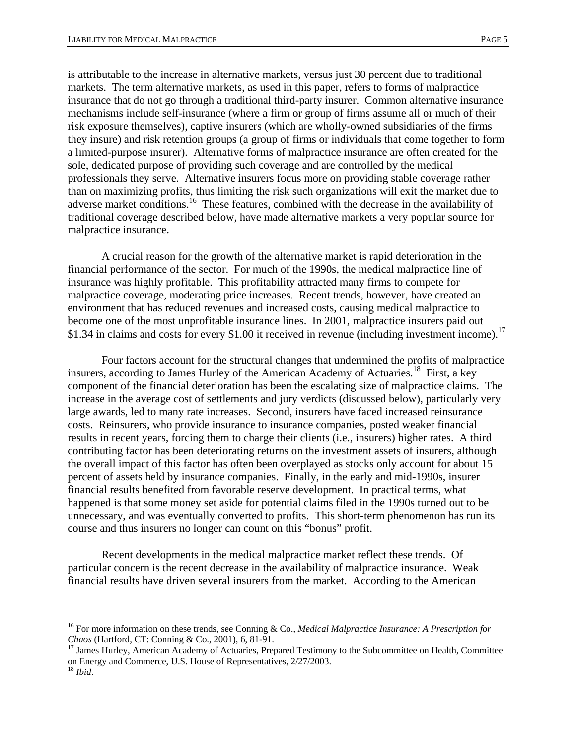is attributable to the increase in alternative markets, versus just 30 percent due to traditional markets. The term alternative markets, as used in this paper, refers to forms of malpractice insurance that do not go through a traditional third-party insurer. Common alternative insurance mechanisms include self-insurance (where a firm or group of firms assume all or much of their risk exposure themselves), captive insurers (which are wholly-owned subsidiaries of the firms they insure) and risk retention groups (a group of firms or individuals that come together to form a limited-purpose insurer). Alternative forms of malpractice insurance are often created for the sole, dedicated purpose of providing such coverage and are controlled by the medical professionals they serve. Alternative insurers focus more on providing stable coverage rather than on maximizing profits, thus limiting the risk such organizations will exit the market due to adverse market conditions.[16] These features, combined with the decrease in the availability of traditional coverage described below, have made alternative markets a very popular source for malpractice insurance.

A crucial reason for the growth of the alternative market is rapid deterioration in the financial performance of the sector. For much of the 1990s, the medical malpractice line of insurance was highly profitable. This profitability attracted many firms to compete for malpractice coverage, moderating price increases. Recent trends, however, have created an environment that has reduced revenues and increased costs, causing medical malpractice to become one of the most unprofitable insurance lines. In 2001, malpractice insurers paid out \$1.34 in claims and costs for every \$1.00 it received in revenue (including investment income).[17]

Four factors account for the structural changes that undermined the profits of malpractice insurers, according to James Hurley of the American Academy of Actuaries.[18] First, a key component of the financial deterioration has been the escalating size of malpractice claims. The increase in the average cost of settlements and jury verdicts (discussed below), particularly very large awards, led to many rate increases. Second, insurers have faced increased reinsurance costs. Reinsurers, who provide insurance to insurance companies, posted weaker financial results in recent years, forcing them to charge their clients (i.e., insurers) higher rates. A third contributing factor has been deteriorating returns on the investment assets of insurers, although the overall impact of this factor has often been overplayed as stocks only account for about 15 percent of assets held by insurance companies. Finally, in the early and mid-1990s, insurer financial results benefited from favorable reserve development. In practical terms, what happened is that some money set aside for potential claims filed in the 1990s turned out to be unnecessary, and was eventually converted to profits. This short-term phenomenon has run its course and thus insurers no longer can count on this "bonus" profit.

Recent developments in the medical malpractice market reflect these trends. Of particular concern is the recent decrease in the availability of malpractice insurance. Weak financial results have driven several insurers from the market. According to the American

---

[16] For more information on these trends, see Conning & Co., *Medical Malpractice Insurance: A Prescription for Chaos* (Hartford, CT: Conning & Co., 2001), 6, 81-91.

[17] James Hurley, American Academy of Actuaries, Prepared Testimony to the Subcommittee on Health, Committee on Energy and Commerce, U.S. House of Representatives, 2/27/2003.

[18] *Ibid*.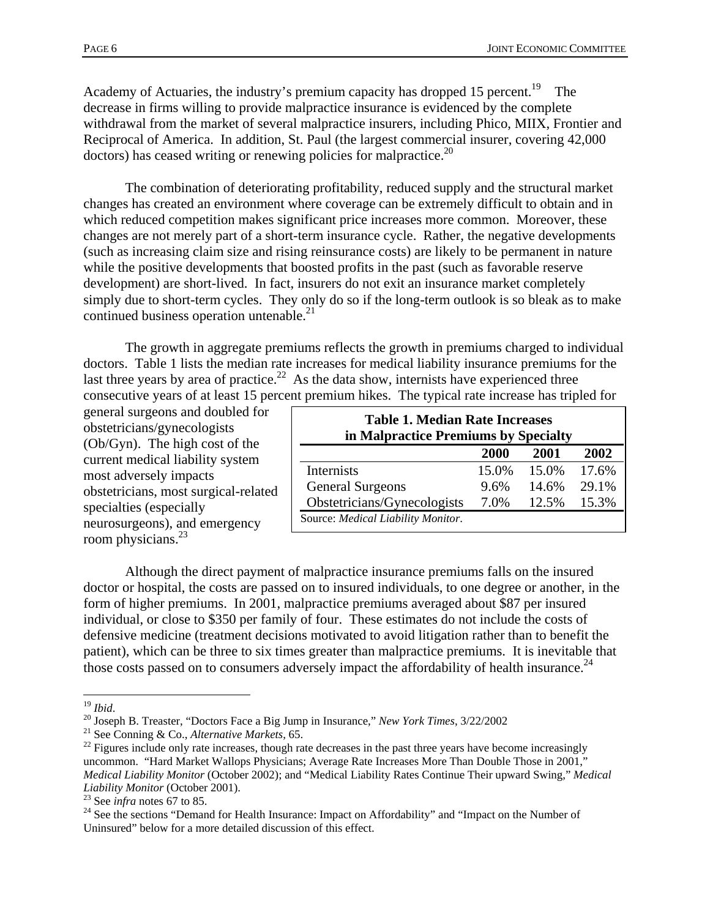Academy of Actuaries, the industry's premium capacity has dropped 15 percent.[19] The decrease in firms willing to provide malpractice insurance is evidenced by the complete withdrawal from the market of several malpractice insurers, including Phico, MIIX, Frontier and Reciprocal of America. In addition, St. Paul (the largest commercial insurer, covering 42,000 doctors) has ceased writing or renewing policies for malpractice.[20]

The combination of deteriorating profitability, reduced supply and the structural market changes has created an environment where coverage can be extremely difficult to obtain and in which reduced competition makes significant price increases more common. Moreover, these changes are not merely part of a short-term insurance cycle. Rather, the negative developments (such as increasing claim size and rising reinsurance costs) are likely to be permanent in nature while the positive developments that boosted profits in the past (such as favorable reserve development) are short-lived. In fact, insurers do not exit an insurance market completely simply due to short-term cycles. They only do so if the long-term outlook is so bleak as to make continued business operation untenable.[21]

The growth in aggregate premiums reflects the growth in premiums charged to individual doctors. Table 1 lists the median rate increases for medical liability insurance premiums for the last three years by area of practice.[22] As the data show, internists have experienced three consecutive years of at least 15 percent premium hikes. The typical rate increase has tripled for general surgeons and doubled for obstetricians/gynecologists (Ob/Gyn). The high cost of the current medical liability system most adversely impacts obstetricians, most surgical-related specialties (especially neurosurgeons), and emergency room physicians.[23]

**Table 1. Median Rate Increases in Malpractice Premiums by Specialty**

| | 2000 | 2001 | 2002 |
|---|---|---|---|
| Internists | 15.0% | 15.0% | 17.6% |
| General Surgeons | 9.6% | 14.6% | 29.1% |
| Obstetricians/Gynecologists | 7.0% | 12.5% | 15.3% |

Source: *Medical Liability Monitor*.

Although the direct payment of malpractice insurance premiums falls on the insured doctor or hospital, the costs are passed on to insured individuals, to one degree or another, in the form of higher premiums. In 2001, malpractice premiums averaged about $87 per insured individual, or close to $350 per family of four. These estimates do not include the costs of defensive medicine (treatment decisions motivated to avoid litigation rather than to benefit the patient), which can be three to six times greater than malpractice premiums. It is inevitable that those costs passed on to consumers adversely impact the affordability of health insurance.[24]

---

[19] *Ibid*.

[20] Joseph B. Treaster, "Doctors Face a Big Jump in Insurance," *New York Times*, 3/22/2002

[21] See Conning & Co., *Alternative Markets*, 65.

[22] Figures include only rate increases, though rate decreases in the past three years have become increasingly uncommon. "Hard Market Wallops Physicians; Average Rate Increases More Than Double Those in 2001," *Medical Liability Monitor* (October 2002); and "Medical Liability Rates Continue Their upward Swing," *Medical Liability Monitor* (October 2001).

[23] See *infra* notes 67 to 85.

[24] See the sections "Demand for Health Insurance: Impact on Affordability" and "Impact on the Number of Uninsured" below for a more detailed discussion of this effect.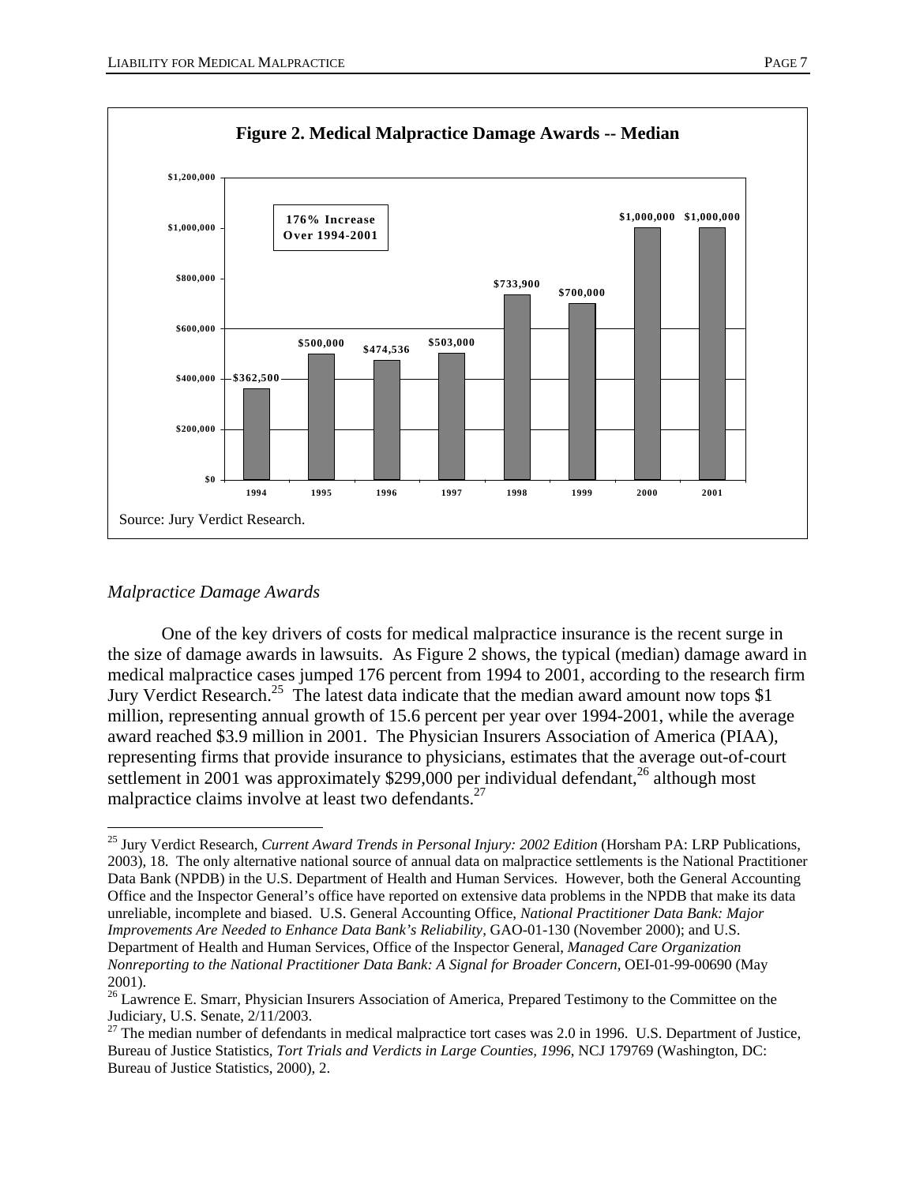**Figure 2. Medical Malpractice Damage Awards -- Median**

| Year | Median Award |
|---|---|
| 1994 | $362,500 |
| 1995 | $500,000 |
| 1996 | $474,536 |
| 1997 | $503,000 |
| 1998 | $733,900 |
| 1999 | $700,000 |
| 2000 | $1,000,000 |
| 2001 | $1,000,000 |

176% Increase Over 1994-2001

Source: Jury Verdict Research.

### *Malpractice Damage Awards*

One of the key drivers of costs for medical malpractice insurance is the recent surge in the size of damage awards in lawsuits. As Figure 2 shows, the typical (median) damage award in medical malpractice cases jumped 176 percent from 1994 to 2001, according to the research firm Jury Verdict Research.[25] The latest data indicate that the median award amount now tops $1 million, representing annual growth of 15.6 percent per year over 1994-2001, while the average award reached $3.9 million in 2001. The Physician Insurers Association of America (PIAA), representing firms that provide insurance to physicians, estimates that the average out-of-court settlement in 2001 was approximately $299,000 per individual defendant,[26] although most malpractice claims involve at least two defendants.[27]

---

[25] Jury Verdict Research, *Current Award Trends in Personal Injury: 2002 Edition* (Horsham PA: LRP Publications, 2003), 18. The only alternative national source of annual data on malpractice settlements is the National Practitioner Data Bank (NPDB) in the U.S. Department of Health and Human Services. However, both the General Accounting Office and the Inspector General's office have reported on extensive data problems in the NPDB that make its data unreliable, incomplete and biased. U.S. General Accounting Office, *National Practitioner Data Bank: Major Improvements Are Needed to Enhance Data Bank's Reliability*, GAO-01-130 (November 2000); and U.S. Department of Health and Human Services, Office of the Inspector General, *Managed Care Organization Nonreporting to the National Practitioner Data Bank: A Signal for Broader Concern*, OEI-01-99-00690 (May 2001).

[26] Lawrence E. Smarr, Physician Insurers Association of America, Prepared Testimony to the Committee on the Judiciary, U.S. Senate, 2/11/2003.

[27] The median number of defendants in medical malpractice tort cases was 2.0 in 1996. U.S. Department of Justice, Bureau of Justice Statistics, *Tort Trials and Verdicts in Large Counties, 1996*, NCJ 179769 (Washington, DC: Bureau of Justice Statistics, 2000), 2.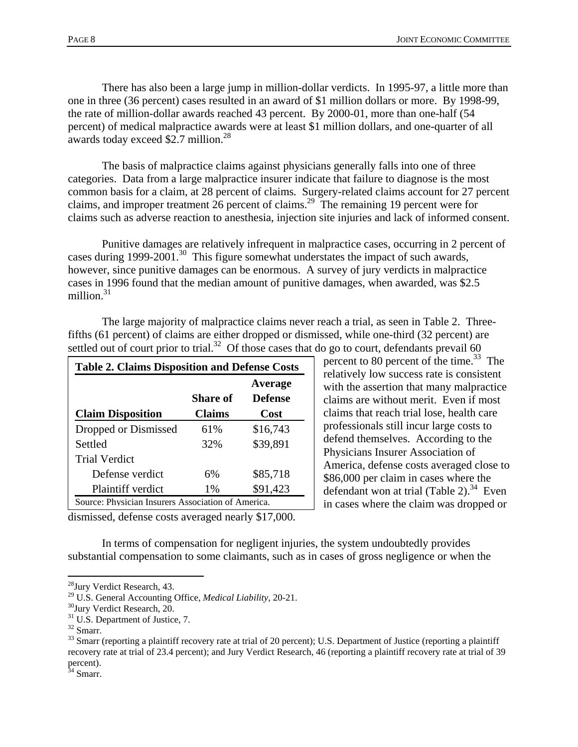There has also been a large jump in million-dollar verdicts. In 1995-97, a little more than one in three (36 percent) cases resulted in an award of $1 million dollars or more. By 1998-99, the rate of million-dollar awards reached 43 percent. By 2000-01, more than one-half (54 percent) of medical malpractice awards were at least $1 million dollars, and one-quarter of all awards today exceed $2.7 million.[28]

The basis of malpractice claims against physicians generally falls into one of three categories. Data from a large malpractice insurer indicate that failure to diagnose is the most common basis for a claim, at 28 percent of claims. Surgery-related claims account for 27 percent claims, and improper treatment 26 percent of claims.[29] The remaining 19 percent were for claims such as adverse reaction to anesthesia, injection site injuries and lack of informed consent.

Punitive damages are relatively infrequent in malpractice cases, occurring in 2 percent of cases during 1999-2001.[30] This figure somewhat understates the impact of such awards, however, since punitive damages can be enormous. A survey of jury verdicts in malpractice cases in 1996 found that the median amount of punitive damages, when awarded, was $2.5 million.[31]

The large majority of malpractice claims never reach a trial, as seen in Table 2. Three-fifths (61 percent) of claims are either dropped or dismissed, while one-third (32 percent) are settled out of court prior to trial.[32] Of those cases that do go to court, defendants prevail 60 percent to 80 percent of the time.[33] The relatively low success rate is consistent with the assertion that many malpractice claims are without merit. Even if most claims that reach trial lose, health care professionals still incur large costs to defend themselves. According to the Physicians Insurer Association of America, defense costs averaged close to $86,000 per claim in cases where the defendant won at trial (Table 2).[34] Even in cases where the claim was dropped or dismissed, defense costs averaged nearly $17,000.

**Table 2. Claims Disposition and Defense Costs**

| Claim Disposition | Share of Claims | Average Defense Cost |
|---|---|---|
| Dropped or Dismissed | 61% | $16,743 |
| Settled | 32% | $39,891 |
| Trial Verdict | | |
| Defense verdict | 6% | $85,718 |
| Plaintiff verdict | 1% | $91,423 |

Source: Physician Insurers Association of America.

In terms of compensation for negligent injuries, the system undoubtedly provides substantial compensation to some claimants, such as in cases of gross negligence or when the

---

[28] Jury Verdict Research, 43.

[29] U.S. General Accounting Office, *Medical Liability*, 20-21.

[30] Jury Verdict Research, 20.

[31] U.S. Department of Justice, 7.

[32] Smarr.

[33] Smarr (reporting a plaintiff recovery rate at trial of 20 percent); U.S. Department of Justice (reporting a plaintiff recovery rate at trial of 23.4 percent); and Jury Verdict Research, 46 (reporting a plaintiff recovery rate at trial of 39 percent).

[34] Smarr.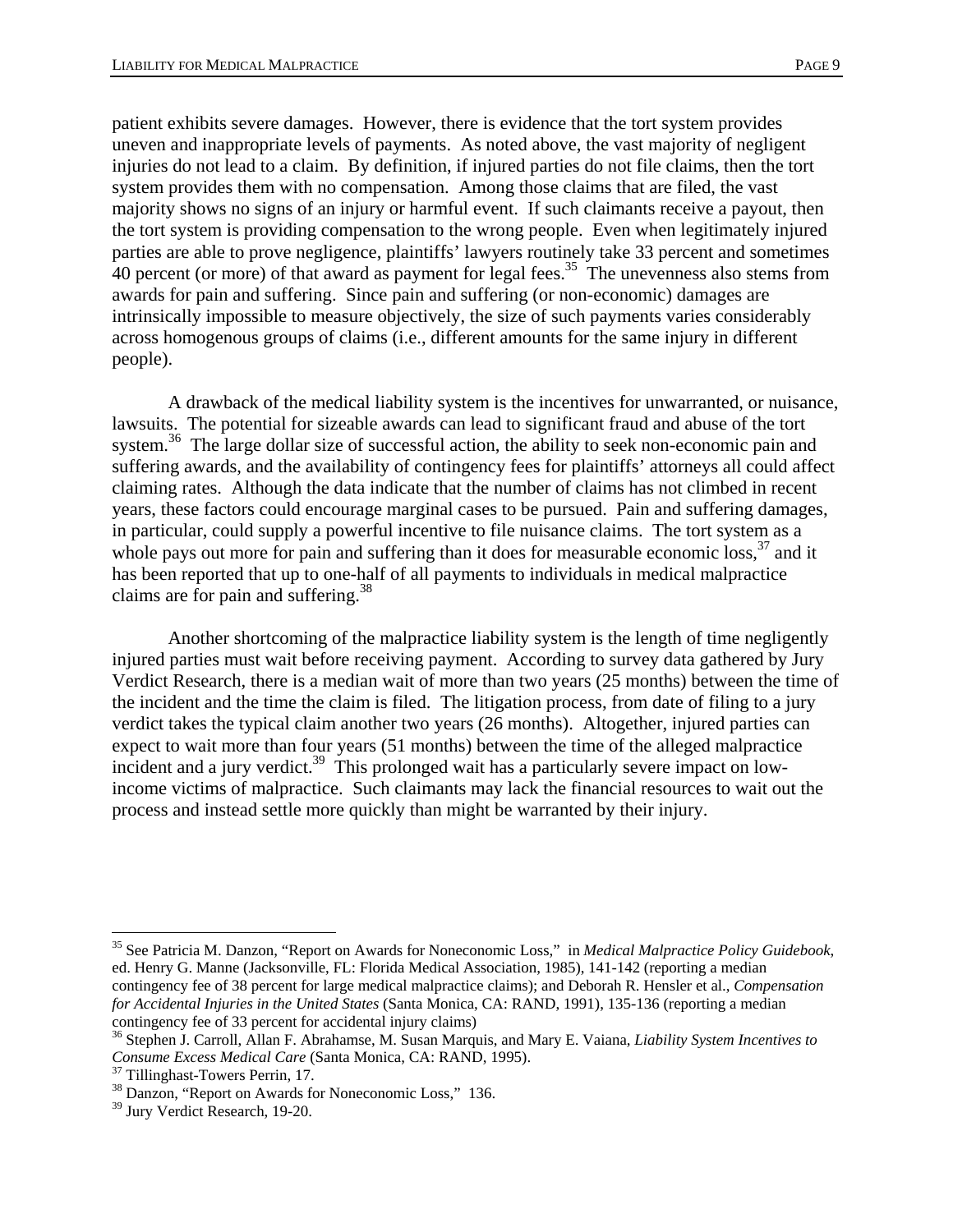patient exhibits severe damages. However, there is evidence that the tort system provides uneven and inappropriate levels of payments. As noted above, the vast majority of negligent injuries do not lead to a claim. By definition, if injured parties do not file claims, then the tort system provides them with no compensation. Among those claims that are filed, the vast majority shows no signs of an injury or harmful event. If such claimants receive a payout, then the tort system is providing compensation to the wrong people. Even when legitimately injured parties are able to prove negligence, plaintiffs' lawyers routinely take 33 percent and sometimes 40 percent (or more) of that award as payment for legal fees.[35] The unevenness also stems from awards for pain and suffering. Since pain and suffering (or non-economic) damages are intrinsically impossible to measure objectively, the size of such payments varies considerably across homogenous groups of claims (i.e., different amounts for the same injury in different people).

A drawback of the medical liability system is the incentives for unwarranted, or nuisance, lawsuits. The potential for sizeable awards can lead to significant fraud and abuse of the tort system.[36] The large dollar size of successful action, the ability to seek non-economic pain and suffering awards, and the availability of contingency fees for plaintiffs' attorneys all could affect claiming rates. Although the data indicate that the number of claims has not climbed in recent years, these factors could encourage marginal cases to be pursued. Pain and suffering damages, in particular, could supply a powerful incentive to file nuisance claims. The tort system as a whole pays out more for pain and suffering than it does for measurable economic loss,[37] and it has been reported that up to one-half of all payments to individuals in medical malpractice claims are for pain and suffering.[38]

Another shortcoming of the malpractice liability system is the length of time negligently injured parties must wait before receiving payment. According to survey data gathered by Jury Verdict Research, there is a median wait of more than two years (25 months) between the time of the incident and the time the claim is filed. The litigation process, from date of filing to a jury verdict takes the typical claim another two years (26 months). Altogether, injured parties can expect to wait more than four years (51 months) between the time of the alleged malpractice incident and a jury verdict.[39] This prolonged wait has a particularly severe impact on low-income victims of malpractice. Such claimants may lack the financial resources to wait out the process and instead settle more quickly than might be warranted by their injury.

---

[35] See Patricia M. Danzon, "Report on Awards for Noneconomic Loss," in *Medical Malpractice Policy Guidebook*, ed. Henry G. Manne (Jacksonville, FL: Florida Medical Association, 1985), 141-142 (reporting a median contingency fee of 38 percent for large medical malpractice claims); and Deborah R. Hensler et al., *Compensation for Accidental Injuries in the United States* (Santa Monica, CA: RAND, 1991), 135-136 (reporting a median contingency fee of 33 percent for accidental injury claims)

[36] Stephen J. Carroll, Allan F. Abrahamse, M. Susan Marquis, and Mary E. Vaiana, *Liability System Incentives to Consume Excess Medical Care* (Santa Monica, CA: RAND, 1995).

[37] Tillinghast-Towers Perrin, 17.

[38] Danzon, "Report on Awards for Noneconomic Loss," 136.

[39] Jury Verdict Research, 19-20.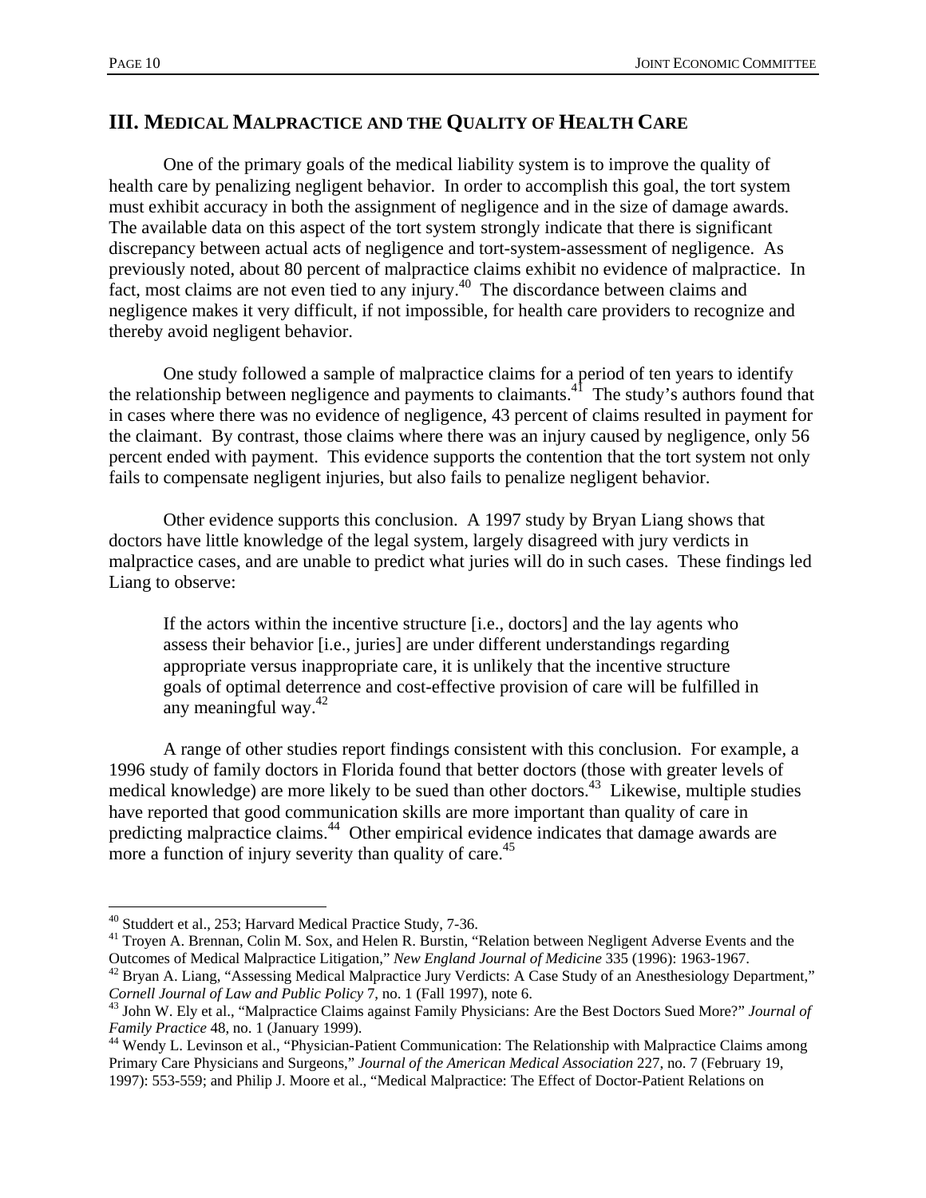## III. MEDICAL MALPRACTICE AND THE QUALITY OF HEALTH CARE

One of the primary goals of the medical liability system is to improve the quality of health care by penalizing negligent behavior. In order to accomplish this goal, the tort system must exhibit accuracy in both the assignment of negligence and in the size of damage awards. The available data on this aspect of the tort system strongly indicate that there is significant discrepancy between actual acts of negligence and tort-system-assessment of negligence. As previously noted, about 80 percent of malpractice claims exhibit no evidence of malpractice. In fact, most claims are not even tied to any injury.[40] The discordance between claims and negligence makes it very difficult, if not impossible, for health care providers to recognize and thereby avoid negligent behavior.

One study followed a sample of malpractice claims for a period of ten years to identify the relationship between negligence and payments to claimants.[41] The study's authors found that in cases where there was no evidence of negligence, 43 percent of claims resulted in payment for the claimant. By contrast, those claims where there was an injury caused by negligence, only 56 percent ended with payment. This evidence supports the contention that the tort system not only fails to compensate negligent injuries, but also fails to penalize negligent behavior.

Other evidence supports this conclusion. A 1997 study by Bryan Liang shows that doctors have little knowledge of the legal system, largely disagreed with jury verdicts in malpractice cases, and are unable to predict what juries will do in such cases. These findings led Liang to observe:

> If the actors within the incentive structure [i.e., doctors] and the lay agents who assess their behavior [i.e., juries] are under different understandings regarding appropriate versus inappropriate care, it is unlikely that the incentive structure goals of optimal deterrence and cost-effective provision of care will be fulfilled in any meaningful way.[42]

A range of other studies report findings consistent with this conclusion. For example, a 1996 study of family doctors in Florida found that better doctors (those with greater levels of medical knowledge) are more likely to be sued than other doctors.[43] Likewise, multiple studies have reported that good communication skills are more important than quality of care in predicting malpractice claims.[44] Other empirical evidence indicates that damage awards are more a function of injury severity than quality of care.[45]

---

[40] Studdert et al., 253; Harvard Medical Practice Study, 7-36.

[41] Troyen A. Brennan, Colin M. Sox, and Helen R. Burstin, "Relation between Negligent Adverse Events and the Outcomes of Medical Malpractice Litigation," *New England Journal of Medicine* 335 (1996): 1963-1967.

[42] Bryan A. Liang, "Assessing Medical Malpractice Jury Verdicts: A Case Study of an Anesthesiology Department," *Cornell Journal of Law and Public Policy* 7, no. 1 (Fall 1997), note 6.

[43] John W. Ely et al., "Malpractice Claims against Family Physicians: Are the Best Doctors Sued More?" *Journal of Family Practice* 48, no. 1 (January 1999).

[44] Wendy L. Levinson et al., "Physician-Patient Communication: The Relationship with Malpractice Claims among Primary Care Physicians and Surgeons," *Journal of the American Medical Association* 227, no. 7 (February 19, 1997): 553-559; and Philip J. Moore et al., "Medical Malpractice: The Effect of Doctor-Patient Relations on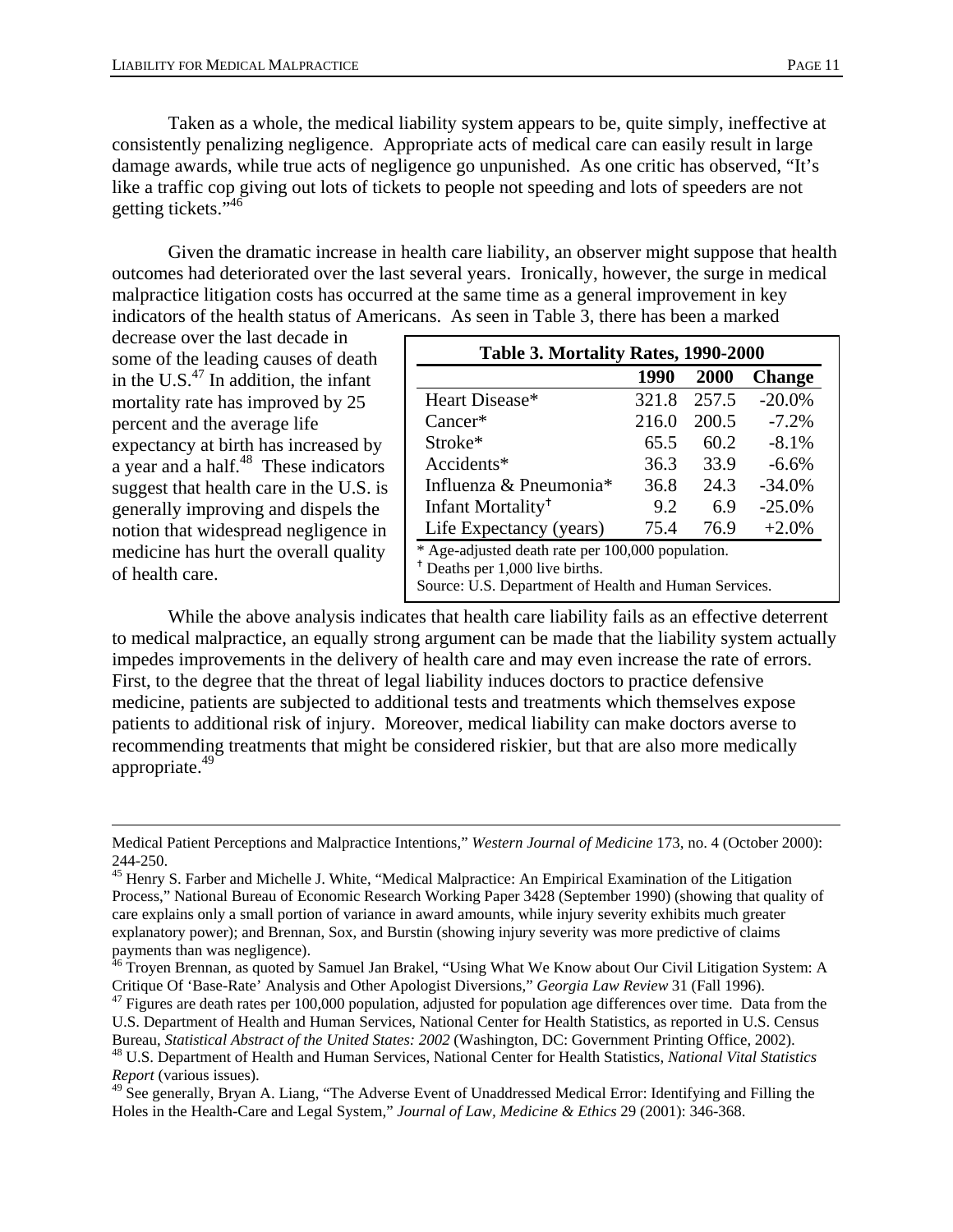Taken as a whole, the medical liability system appears to be, quite simply, ineffective at consistently penalizing negligence. Appropriate acts of medical care can easily result in large damage awards, while true acts of negligence go unpunished. As one critic has observed, "It's like a traffic cop giving out lots of tickets to people not speeding and lots of speeders are not getting tickets."[46]

Given the dramatic increase in health care liability, an observer might suppose that health outcomes had deteriorated over the last several years. Ironically, however, the surge in medical malpractice litigation costs has occurred at the same time as a general improvement in key indicators of the health status of Americans. As seen in Table 3, there has been a marked decrease over the last decade in some of the leading causes of death in the U.S.[47] In addition, the infant mortality rate has improved by 25 percent and the average life expectancy at birth has increased by a year and a half.[48] These indicators suggest that health care in the U.S. is generally improving and dispels the notion that widespread negligence in medicine has hurt the overall quality of health care.

**Table 3. Mortality Rates, 1990-2000**

| | 1990 | 2000 | Change |
|---|---|---|---|
| Heart Disease* | 321.8 | 257.5 | -20.0% |
| Cancer* | 216.0 | 200.5 | -7.2% |
| Stroke* | 65.5 | 60.2 | -8.1% |
| Accidents* | 36.3 | 33.9 | -6.6% |
| Influenza & Pneumonia* | 36.8 | 24.3 | -34.0% |
| Infant Mortality† | 9.2 | 6.9 | -25.0% |
| Life Expectancy (years) | 75.4 | 76.9 | +2.0% |

\* Age-adjusted death rate per 100,000 population.
† Deaths per 1,000 live births.
Source: U.S. Department of Health and Human Services.

While the above analysis indicates that health care liability fails as an effective deterrent to medical malpractice, an equally strong argument can be made that the liability system actually impedes improvements in the delivery of health care and may even increase the rate of errors. First, to the degree that the threat of legal liability induces doctors to practice defensive medicine, patients are subjected to additional tests and treatments which themselves expose patients to additional risk of injury. Moreover, medical liability can make doctors averse to recommending treatments that might be considered riskier, but that are also more medically appropriate.[49]

---

Medical Patient Perceptions and Malpractice Intentions," *Western Journal of Medicine* 173, no. 4 (October 2000): 244-250.

[45] Henry S. Farber and Michelle J. White, "Medical Malpractice: An Empirical Examination of the Litigation Process," National Bureau of Economic Research Working Paper 3428 (September 1990) (showing that quality of care explains only a small portion of variance in award amounts, while injury severity exhibits much greater explanatory power); and Brennan, Sox, and Burstin (showing injury severity was more predictive of claims payments than was negligence).

[46] Troyen Brennan, as quoted by Samuel Jan Brakel, "Using What We Know about Our Civil Litigation System: A Critique Of 'Base-Rate' Analysis and Other Apologist Diversions," *Georgia Law Review* 31 (Fall 1996).

[47] Figures are death rates per 100,000 population, adjusted for population age differences over time. Data from the U.S. Department of Health and Human Services, National Center for Health Statistics, as reported in U.S. Census Bureau, *Statistical Abstract of the United States: 2002* (Washington, DC: Government Printing Office, 2002).

[48] U.S. Department of Health and Human Services, National Center for Health Statistics, *National Vital Statistics Report* (various issues).

[49] See generally, Bryan A. Liang, "The Adverse Event of Unaddressed Medical Error: Identifying and Filling the Holes in the Health-Care and Legal System," *Journal of Law, Medicine & Ethics* 29 (2001): 346-368.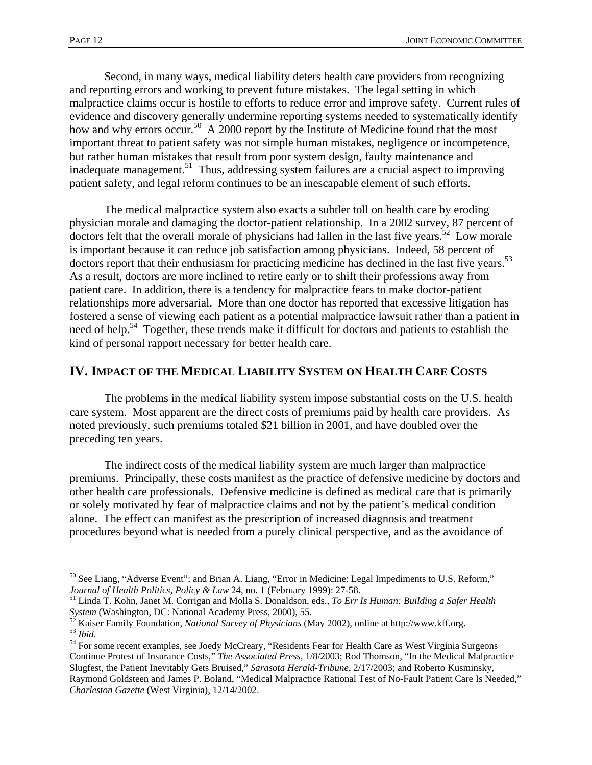Second, in many ways, medical liability deters health care providers from recognizing and reporting errors and working to prevent future mistakes. The legal setting in which malpractice claims occur is hostile to efforts to reduce error and improve safety. Current rules of evidence and discovery generally undermine reporting systems needed to systematically identify how and why errors occur.[50] A 2000 report by the Institute of Medicine found that the most important threat to patient safety was not simple human mistakes, negligence or incompetence, but rather human mistakes that result from poor system design, faulty maintenance and inadequate management.[51] Thus, addressing system failures are a crucial aspect to improving patient safety, and legal reform continues to be an inescapable element of such efforts.

The medical malpractice system also exacts a subtler toll on health care by eroding physician morale and damaging the doctor-patient relationship. In a 2002 survey, 87 percent of doctors felt that the overall morale of physicians had fallen in the last five years.[52] Low morale is important because it can reduce job satisfaction among physicians. Indeed, 58 percent of doctors report that their enthusiasm for practicing medicine has declined in the last five years.[53] As a result, doctors are more inclined to retire early or to shift their professions away from patient care. In addition, there is a tendency for malpractice fears to make doctor-patient relationships more adversarial. More than one doctor has reported that excessive litigation has fostered a sense of viewing each patient as a potential malpractice lawsuit rather than a patient in need of help.[54] Together, these trends make it difficult for doctors and patients to establish the kind of personal rapport necessary for better health care.

## IV. Impact of the Medical Liability System on Health Care Costs

The problems in the medical liability system impose substantial costs on the U.S. health care system. Most apparent are the direct costs of premiums paid by health care providers. As noted previously, such premiums totaled $21 billion in 2001, and have doubled over the preceding ten years.

The indirect costs of the medical liability system are much larger than malpractice premiums. Principally, these costs manifest as the practice of defensive medicine by doctors and other health care professionals. Defensive medicine is defined as medical care that is primarily or solely motivated by fear of malpractice claims and not by the patient's medical condition alone. The effect can manifest as the prescription of increased diagnosis and treatment procedures beyond what is needed from a purely clinical perspective, and as the avoidance of

---

[50] See Liang, "Adverse Event"; and Brian A. Liang, "Error in Medicine: Legal Impediments to U.S. Reform," *Journal of Health Politics, Policy & Law* 24, no. 1 (February 1999): 27-58.

[51] Linda T. Kohn, Janet M. Corrigan and Molla S. Donaldson, eds., *To Err Is Human: Building a Safer Health System* (Washington, DC: National Academy Press, 2000), 55.

[52] Kaiser Family Foundation, *National Survey of Physicians* (May 2002), online at http://www.kff.org.

[53] *Ibid*.

[54] For some recent examples, see Joedy McCreary, "Residents Fear for Health Care as West Virginia Surgeons Continue Protest of Insurance Costs," *The Associated Press*, 1/8/2003; Rod Thomson, "In the Medical Malpractice Slugfest, the Patient Inevitably Gets Bruised," *Sarasota Herald-Tribune*, 2/17/2003; and Roberto Kusminsky, Raymond Goldsteen and James P. Boland, "Medical Malpractice Rational Test of No-Fault Patient Care Is Needed," *Charleston Gazette* (West Virginia), 12/14/2002.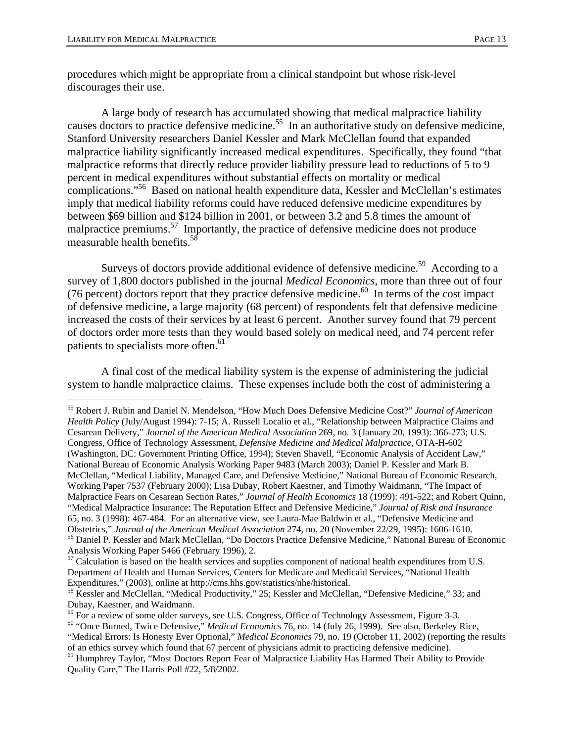procedures which might be appropriate from a clinical standpoint but whose risk-level discourages their use.

A large body of research has accumulated showing that medical malpractice liability causes doctors to practice defensive medicine.[55] In an authoritative study on defensive medicine, Stanford University researchers Daniel Kessler and Mark McClellan found that expanded malpractice liability significantly increased medical expenditures. Specifically, they found "that malpractice reforms that directly reduce provider liability pressure lead to reductions of 5 to 9 percent in medical expenditures without substantial effects on mortality or medical complications."[56] Based on national health expenditure data, Kessler and McClellan's estimates imply that medical liability reforms could have reduced defensive medicine expenditures by between $69 billion and $124 billion in 2001, or between 3.2 and 5.8 times the amount of malpractice premiums.[57] Importantly, the practice of defensive medicine does not produce measurable health benefits.[58]

Surveys of doctors provide additional evidence of defensive medicine.[59] According to a survey of 1,800 doctors published in the journal *Medical Economics*, more than three out of four (76 percent) doctors report that they practice defensive medicine.[60] In terms of the cost impact of defensive medicine, a large majority (68 percent) of respondents felt that defensive medicine increased the costs of their services by at least 6 percent. Another survey found that 79 percent of doctors order more tests than they would based solely on medical need, and 74 percent refer patients to specialists more often.[61]

A final cost of the medical liability system is the expense of administering the judicial system to handle malpractice claims. These expenses include both the cost of administering a

---

[55] Robert J. Rubin and Daniel N. Mendelson, "How Much Does Defensive Medicine Cost?" *Journal of American Health Policy* (July/August 1994): 7-15; A. Russell Localio et al., "Relationship between Malpractice Claims and Cesarean Delivery," *Journal of the American Medical Association* 269, no. 3 (January 20, 1993): 366-273; U.S. Congress, Office of Technology Assessment, *Defensive Medicine and Medical Malpractice*, OTA-H-602 (Washington, DC: Government Printing Office, 1994); Steven Shavell, "Economic Analysis of Accident Law," National Bureau of Economic Analysis Working Paper 9483 (March 2003); Daniel P. Kessler and Mark B. McClellan, "Medical Liability, Managed Care, and Defensive Medicine," National Bureau of Economic Research, Working Paper 7537 (February 2000); Lisa Dubay, Robert Kaestner, and Timothy Waidmann, "The Impact of Malpractice Fears on Cesarean Section Rates," *Journal of Health Economics* 18 (1999): 491-522; and Robert Quinn, "Medical Malpractice Insurance: The Reputation Effect and Defensive Medicine," *Journal of Risk and Insurance* 65, no. 3 (1998): 467-484. For an alternative view, see Laura-Mae Baldwin et al., "Defensive Medicine and Obstetrics," *Journal of the American Medical Association* 274, no. 20 (November 22/29, 1995): 1606-1610.

[56] Daniel P. Kessler and Mark McClellan, "Do Doctors Practice Defensive Medicine," National Bureau of Economic Analysis Working Paper 5466 (February 1996), 2.

[57] Calculation is based on the health services and supplies component of national health expenditures from U.S. Department of Health and Human Services, Centers for Medicare and Medicaid Services, "National Health Expenditures," (2003), online at http://cms.hhs.gov/statistics/nhe/historical.

[58] Kessler and McClellan, "Medical Productivity," 25; Kessler and McClellan, "Defensive Medicine," 33; and Dubay, Kaestner, and Waidmann.

[59] For a review of some older surveys, see U.S. Congress, Office of Technology Assessment, Figure 3-3.

[60] "Once Burned, Twice Defensive," *Medical Economics* 76, no. 14 (July 26, 1999). See also, Berkeley Rice, "Medical Errors: Is Honesty Ever Optional," *Medical Economics* 79, no. 19 (October 11, 2002) (reporting the results of an ethics survey which found that 67 percent of physicians admit to practicing defensive medicine).

[61] Humphrey Taylor, "Most Doctors Report Fear of Malpractice Liability Has Harmed Their Ability to Provide Quality Care," The Harris Poll #22, 5/8/2002.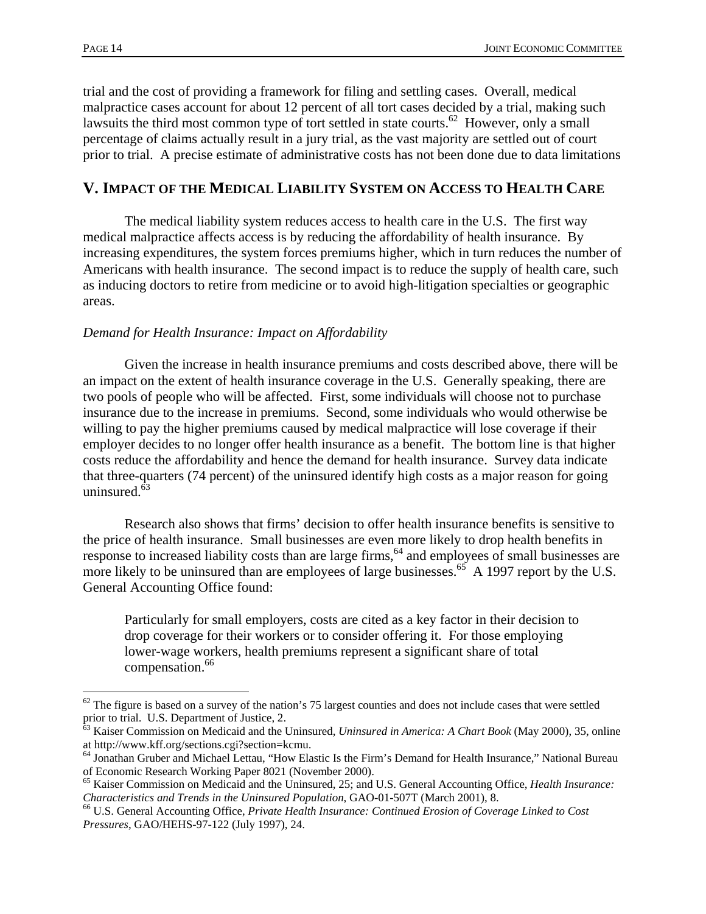trial and the cost of providing a framework for filing and settling cases. Overall, medical malpractice cases account for about 12 percent of all tort cases decided by a trial, making such lawsuits the third most common type of tort settled in state courts.[62] However, only a small percentage of claims actually result in a jury trial, as the vast majority are settled out of court prior to trial. A precise estimate of administrative costs has not been done due to data limitations

## V. Impact of the Medical Liability System on Access to Health Care

The medical liability system reduces access to health care in the U.S. The first way medical malpractice affects access is by reducing the affordability of health insurance. By increasing expenditures, the system forces premiums higher, which in turn reduces the number of Americans with health insurance. The second impact is to reduce the supply of health care, such as inducing doctors to retire from medicine or to avoid high-litigation specialties or geographic areas.

*Demand for Health Insurance: Impact on Affordability*

Given the increase in health insurance premiums and costs described above, there will be an impact on the extent of health insurance coverage in the U.S. Generally speaking, there are two pools of people who will be affected. First, some individuals will choose not to purchase insurance due to the increase in premiums. Second, some individuals who would otherwise be willing to pay the higher premiums caused by medical malpractice will lose coverage if their employer decides to no longer offer health insurance as a benefit. The bottom line is that higher costs reduce the affordability and hence the demand for health insurance. Survey data indicate that three-quarters (74 percent) of the uninsured identify high costs as a major reason for going uninsured.[63]

Research also shows that firms' decision to offer health insurance benefits is sensitive to the price of health insurance. Small businesses are even more likely to drop health benefits in response to increased liability costs than are large firms,[64] and employees of small businesses are more likely to be uninsured than are employees of large businesses.[65] A 1997 report by the U.S. General Accounting Office found:

> Particularly for small employers, costs are cited as a key factor in their decision to drop coverage for their workers or to consider offering it. For those employing lower-wage workers, health premiums represent a significant share of total compensation.[66]

---

[62] The figure is based on a survey of the nation's 75 largest counties and does not include cases that were settled prior to trial. U.S. Department of Justice, 2.

[63] Kaiser Commission on Medicaid and the Uninsured, *Uninsured in America: A Chart Book* (May 2000), 35, online at http://www.kff.org/sections.cgi?section=kcmu.

[64] Jonathan Gruber and Michael Lettau, "How Elastic Is the Firm's Demand for Health Insurance," National Bureau of Economic Research Working Paper 8021 (November 2000).

[65] Kaiser Commission on Medicaid and the Uninsured, 25; and U.S. General Accounting Office, *Health Insurance: Characteristics and Trends in the Uninsured Population*, GAO-01-507T (March 2001), 8.

[66] U.S. General Accounting Office, *Private Health Insurance: Continued Erosion of Coverage Linked to Cost Pressures*, GAO/HEHS-97-122 (July 1997), 24.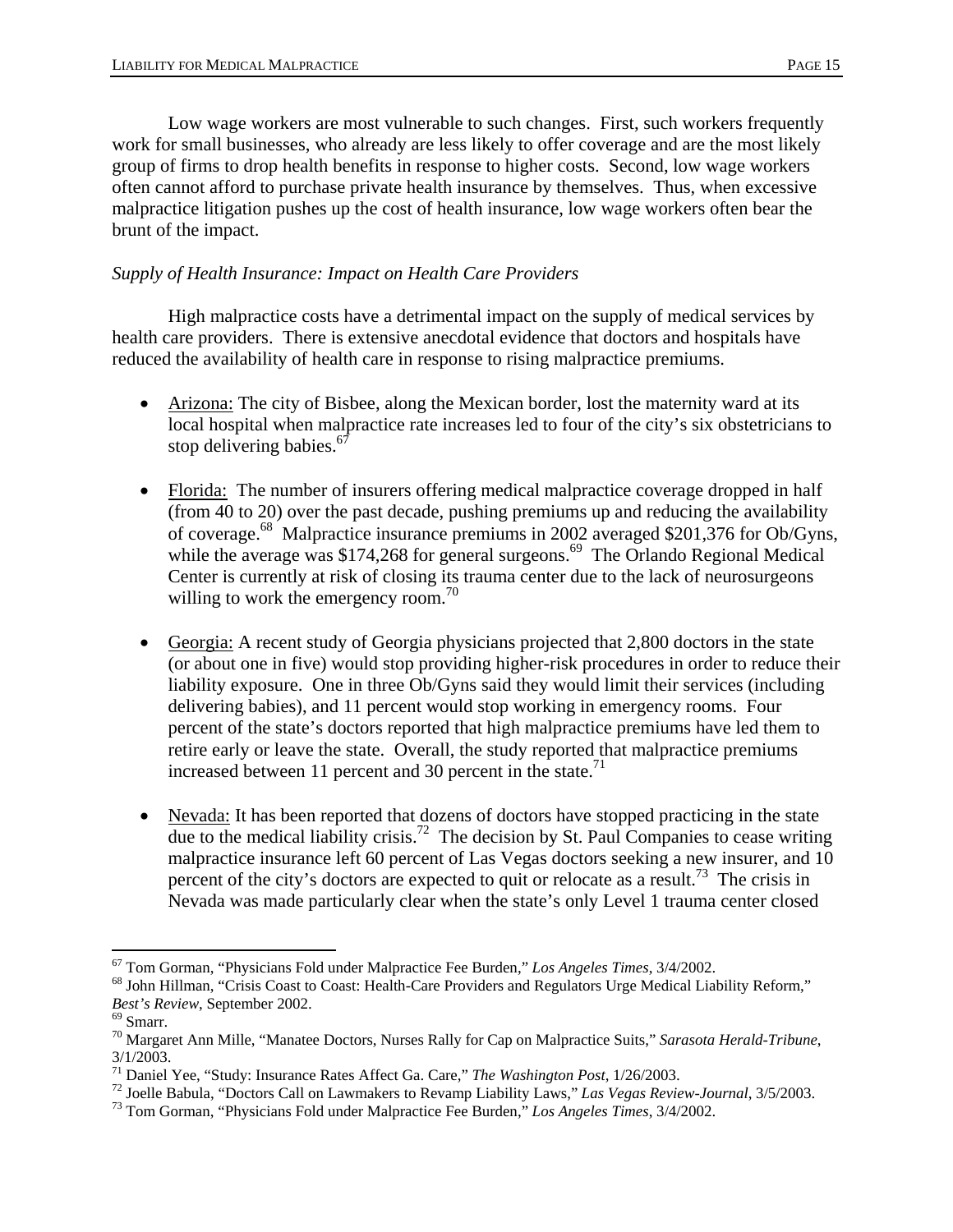Low wage workers are most vulnerable to such changes. First, such workers frequently work for small businesses, who already are less likely to offer coverage and are the most likely group of firms to drop health benefits in response to higher costs. Second, low wage workers often cannot afford to purchase private health insurance by themselves. Thus, when excessive malpractice litigation pushes up the cost of health insurance, low wage workers often bear the brunt of the impact.

*Supply of Health Insurance: Impact on Health Care Providers*

High malpractice costs have a detrimental impact on the supply of medical services by health care providers. There is extensive anecdotal evidence that doctors and hospitals have reduced the availability of health care in response to rising malpractice premiums.

- Arizona: The city of Bisbee, along the Mexican border, lost the maternity ward at its local hospital when malpractice rate increases led to four of the city's six obstetricians to stop delivering babies.[67]

- Florida: The number of insurers offering medical malpractice coverage dropped in half (from 40 to 20) over the past decade, pushing premiums up and reducing the availability of coverage.[68] Malpractice insurance premiums in 2002 averaged $201,376 for Ob/Gyns, while the average was $174,268 for general surgeons.[69] The Orlando Regional Medical Center is currently at risk of closing its trauma center due to the lack of neurosurgeons willing to work the emergency room.[70]

- Georgia: A recent study of Georgia physicians projected that 2,800 doctors in the state (or about one in five) would stop providing higher-risk procedures in order to reduce their liability exposure. One in three Ob/Gyns said they would limit their services (including delivering babies), and 11 percent would stop working in emergency rooms. Four percent of the state's doctors reported that high malpractice premiums have led them to retire early or leave the state. Overall, the study reported that malpractice premiums increased between 11 percent and 30 percent in the state.[71]

- Nevada: It has been reported that dozens of doctors have stopped practicing in the state due to the medical liability crisis.[72] The decision by St. Paul Companies to cease writing malpractice insurance left 60 percent of Las Vegas doctors seeking a new insurer, and 10 percent of the city's doctors are expected to quit or relocate as a result.[73] The crisis in Nevada was made particularly clear when the state's only Level 1 trauma center closed

---

[67] Tom Gorman, "Physicians Fold under Malpractice Fee Burden," *Los Angeles Times*, 3/4/2002.

[68] John Hillman, "Crisis Coast to Coast: Health-Care Providers and Regulators Urge Medical Liability Reform," *Best's Review*, September 2002.

[69] Smarr.

[70] Margaret Ann Mille, "Manatee Doctors, Nurses Rally for Cap on Malpractice Suits," *Sarasota Herald-Tribune*, 3/1/2003.

[71] Daniel Yee, "Study: Insurance Rates Affect Ga. Care," *The Washington Post*, 1/26/2003.

[72] Joelle Babula, "Doctors Call on Lawmakers to Revamp Liability Laws," *Las Vegas Review-Journal*, 3/5/2003.

[73] Tom Gorman, "Physicians Fold under Malpractice Fee Burden," *Los Angeles Times*, 3/4/2002.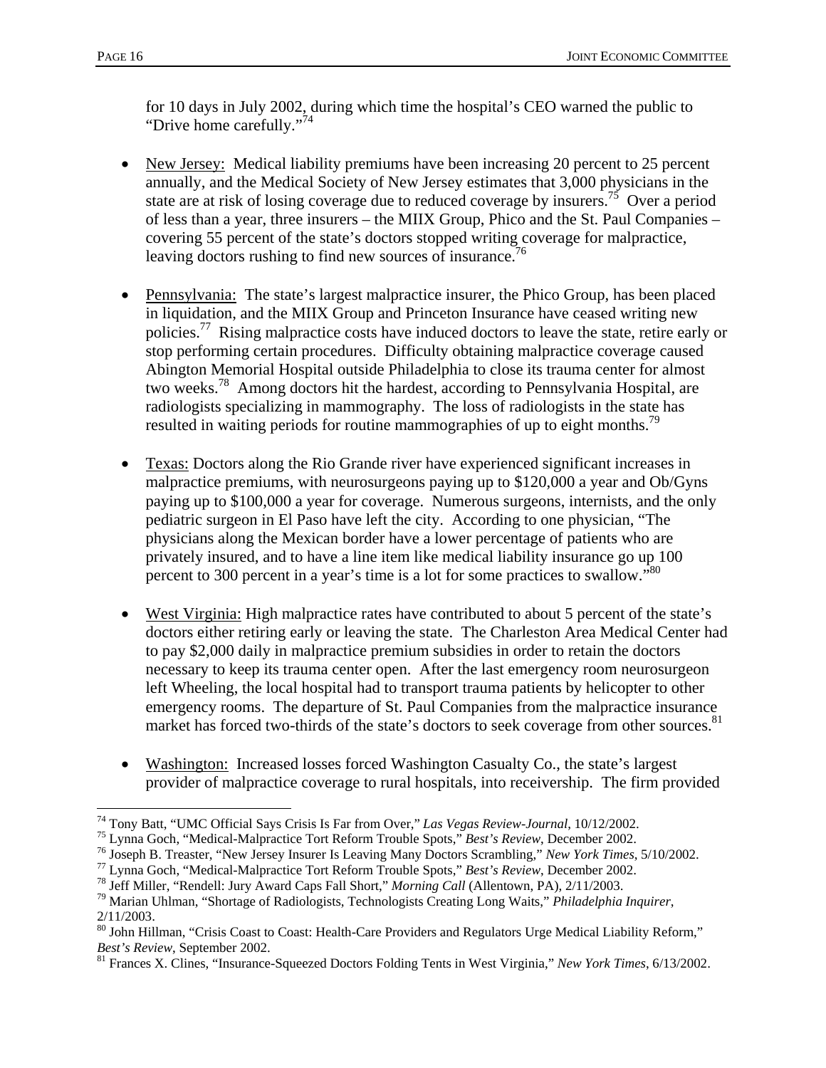for 10 days in July 2002, during which time the hospital's CEO warned the public to "Drive home carefully."[74]

- New Jersey: Medical liability premiums have been increasing 20 percent to 25 percent annually, and the Medical Society of New Jersey estimates that 3,000 physicians in the state are at risk of losing coverage due to reduced coverage by insurers.[75] Over a period of less than a year, three insurers – the MIIX Group, Phico and the St. Paul Companies – covering 55 percent of the state's doctors stopped writing coverage for malpractice, leaving doctors rushing to find new sources of insurance.[76]

- Pennsylvania: The state's largest malpractice insurer, the Phico Group, has been placed in liquidation, and the MIIX Group and Princeton Insurance have ceased writing new policies.[77] Rising malpractice costs have induced doctors to leave the state, retire early or stop performing certain procedures. Difficulty obtaining malpractice coverage caused Abington Memorial Hospital outside Philadelphia to close its trauma center for almost two weeks.[78] Among doctors hit the hardest, according to Pennsylvania Hospital, are radiologists specializing in mammography. The loss of radiologists in the state has resulted in waiting periods for routine mammographies of up to eight months.[79]

- Texas: Doctors along the Rio Grande river have experienced significant increases in malpractice premiums, with neurosurgeons paying up to $120,000 a year and Ob/Gyns paying up to $100,000 a year for coverage. Numerous surgeons, internists, and the only pediatric surgeon in El Paso have left the city. According to one physician, "The physicians along the Mexican border have a lower percentage of patients who are privately insured, and to have a line item like medical liability insurance go up 100 percent to 300 percent in a year's time is a lot for some practices to swallow."[80]

- West Virginia: High malpractice rates have contributed to about 5 percent of the state's doctors either retiring early or leaving the state. The Charleston Area Medical Center had to pay $2,000 daily in malpractice premium subsidies in order to retain the doctors necessary to keep its trauma center open. After the last emergency room neurosurgeon left Wheeling, the local hospital had to transport trauma patients by helicopter to other emergency rooms. The departure of St. Paul Companies from the malpractice insurance market has forced two-thirds of the state's doctors to seek coverage from other sources.[81]

- Washington: Increased losses forced Washington Casualty Co., the state's largest provider of malpractice coverage to rural hospitals, into receivership. The firm provided

---

[74] Tony Batt, "UMC Official Says Crisis Is Far from Over," *Las Vegas Review-Journal*, 10/12/2002.

[75] Lynna Goch, "Medical-Malpractice Tort Reform Trouble Spots," *Best's Review*, December 2002.

[76] Joseph B. Treaster, "New Jersey Insurer Is Leaving Many Doctors Scrambling," *New York Times*, 5/10/2002.

[77] Lynna Goch, "Medical-Malpractice Tort Reform Trouble Spots," *Best's Review*, December 2002.

[78] Jeff Miller, "Rendell: Jury Award Caps Fall Short," *Morning Call* (Allentown, PA), 2/11/2003.

[79] Marian Uhlman, "Shortage of Radiologists, Technologists Creating Long Waits," *Philadelphia Inquirer*, 2/11/2003.

[80] John Hillman, "Crisis Coast to Coast: Health-Care Providers and Regulators Urge Medical Liability Reform," *Best's Review*, September 2002.

[81] Frances X. Clines, "Insurance-Squeezed Doctors Folding Tents in West Virginia," *New York Times*, 6/13/2002.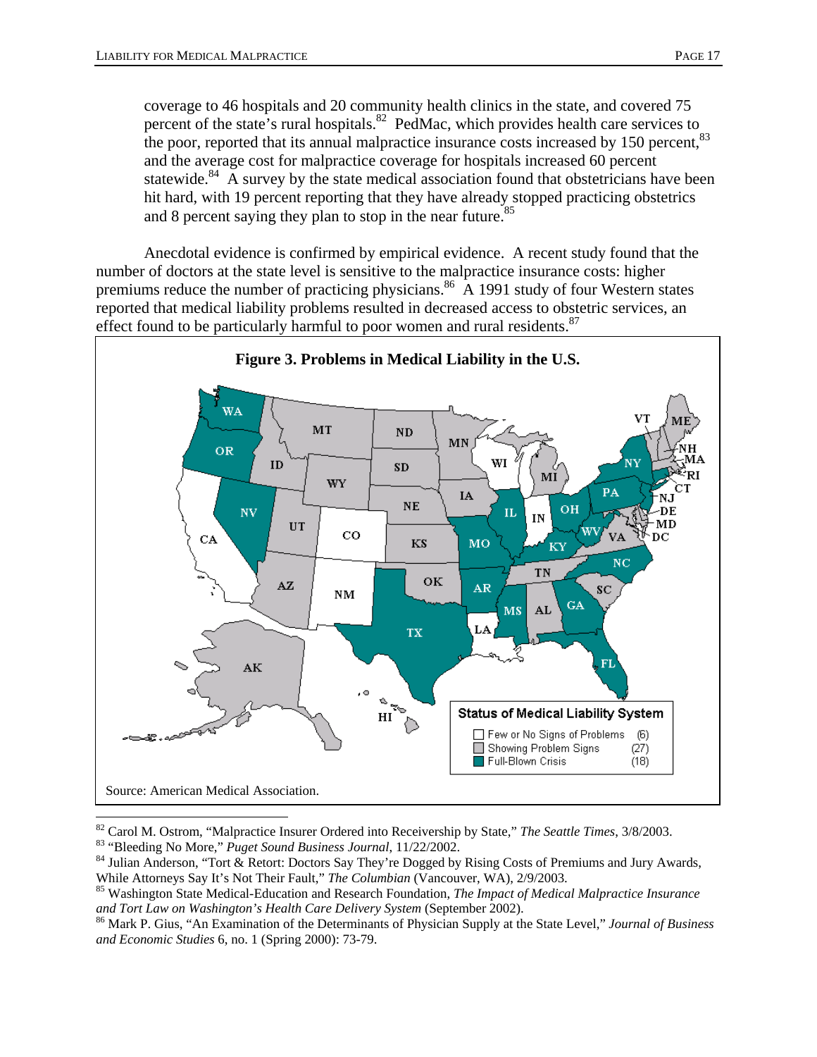coverage to 46 hospitals and 20 community health clinics in the state, and covered 75 percent of the state's rural hospitals.[82] PedMac, which provides health care services to the poor, reported that its annual malpractice insurance costs increased by 150 percent,[83] and the average cost for malpractice coverage for hospitals increased 60 percent statewide.[84] A survey by the state medical association found that obstetricians have been hit hard, with 19 percent reporting that they have already stopped practicing obstetrics and 8 percent saying they plan to stop in the near future.[85]

Anecdotal evidence is confirmed by empirical evidence. A recent study found that the number of doctors at the state level is sensitive to the malpractice insurance costs: higher premiums reduce the number of practicing physicians.[86] A 1991 study of four Western states reported that medical liability problems resulted in decreased access to obstetric services, an effect found to be particularly harmful to poor women and rural residents.[87]

**Figure 3. Problems in Medical Liability in the U.S.**

Status of Medical Liability System
- Few or No Signs of Problems (6)
- Showing Problem Signs (27)
- Full-Blown Crisis (18)

Source: American Medical Association.

---

[82] Carol M. Ostrom, "Malpractice Insurer Ordered into Receivership by State," *The Seattle Times*, 3/8/2003.

[83] "Bleeding No More," *Puget Sound Business Journal*, 11/22/2002.

[84] Julian Anderson, "Tort & Retort: Doctors Say They're Dogged by Rising Costs of Premiums and Jury Awards, While Attorneys Say It's Not Their Fault," *The Columbian* (Vancouver, WA), 2/9/2003.

[85] Washington State Medical-Education and Research Foundation, *The Impact of Medical Malpractice Insurance and Tort Law on Washington's Health Care Delivery System* (September 2002).

[86] Mark P. Gius, "An Examination of the Determinants of Physician Supply at the State Level," *Journal of Business and Economic Studies* 6, no. 1 (Spring 2000): 73-79.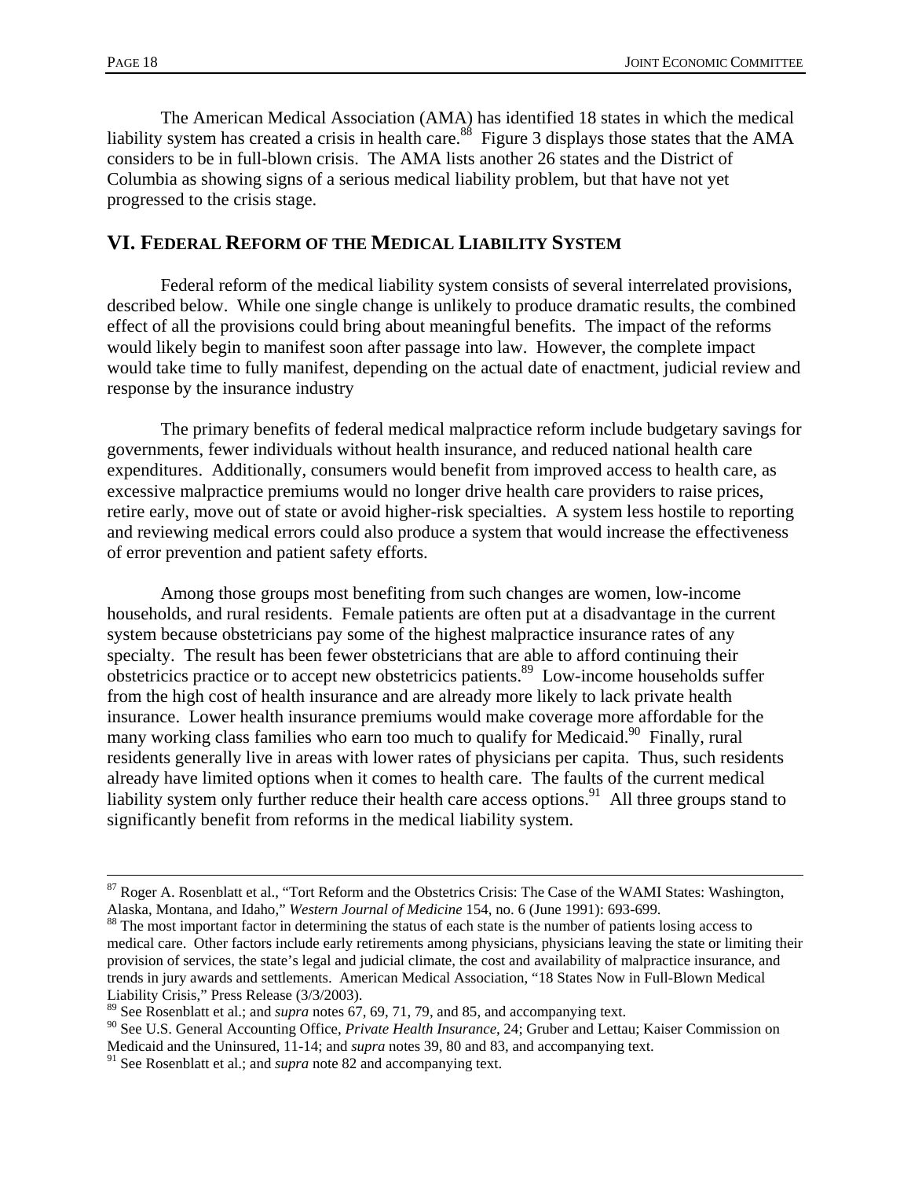The American Medical Association (AMA) has identified 18 states in which the medical liability system has created a crisis in health care.[88] Figure 3 displays those states that the AMA considers to be in full-blown crisis. The AMA lists another 26 states and the District of Columbia as showing signs of a serious medical liability problem, but that have not yet progressed to the crisis stage.

## VI. Federal Reform of the Medical Liability System

Federal reform of the medical liability system consists of several interrelated provisions, described below. While one single change is unlikely to produce dramatic results, the combined effect of all the provisions could bring about meaningful benefits. The impact of the reforms would likely begin to manifest soon after passage into law. However, the complete impact would take time to fully manifest, depending on the actual date of enactment, judicial review and response by the insurance industry

The primary benefits of federal medical malpractice reform include budgetary savings for governments, fewer individuals without health insurance, and reduced national health care expenditures. Additionally, consumers would benefit from improved access to health care, as excessive malpractice premiums would no longer drive health care providers to raise prices, retire early, move out of state or avoid higher-risk specialties. A system less hostile to reporting and reviewing medical errors could also produce a system that would increase the effectiveness of error prevention and patient safety efforts.

Among those groups most benefiting from such changes are women, low-income households, and rural residents. Female patients are often put at a disadvantage in the current system because obstetricians pay some of the highest malpractice insurance rates of any specialty. The result has been fewer obstetricians that are able to afford continuing their obstetricics practice or to accept new obstetricics patients.[89] Low-income households suffer from the high cost of health insurance and are already more likely to lack private health insurance. Lower health insurance premiums would make coverage more affordable for the many working class families who earn too much to qualify for Medicaid.[90] Finally, rural residents generally live in areas with lower rates of physicians per capita. Thus, such residents already have limited options when it comes to health care. The faults of the current medical liability system only further reduce their health care access options.[91] All three groups stand to significantly benefit from reforms in the medical liability system.

---

[87] Roger A. Rosenblatt et al., "Tort Reform and the Obstetrics Crisis: The Case of the WAMI States: Washington, Alaska, Montana, and Idaho," *Western Journal of Medicine* 154, no. 6 (June 1991): 693-699.

[88] The most important factor in determining the status of each state is the number of patients losing access to medical care. Other factors include early retirements among physicians, physicians leaving the state or limiting their provision of services, the state's legal and judicial climate, the cost and availability of malpractice insurance, and trends in jury awards and settlements. American Medical Association, "18 States Now in Full-Blown Medical Liability Crisis," Press Release (3/3/2003).

[89] See Rosenblatt et al.; and *supra* notes 67, 69, 71, 79, and 85, and accompanying text.

[90] See U.S. General Accounting Office, *Private Health Insurance*, 24; Gruber and Lettau; Kaiser Commission on Medicaid and the Uninsured, 11-14; and *supra* notes 39, 80 and 83, and accompanying text.

[91] See Rosenblatt et al.; and *supra* note 82 and accompanying text.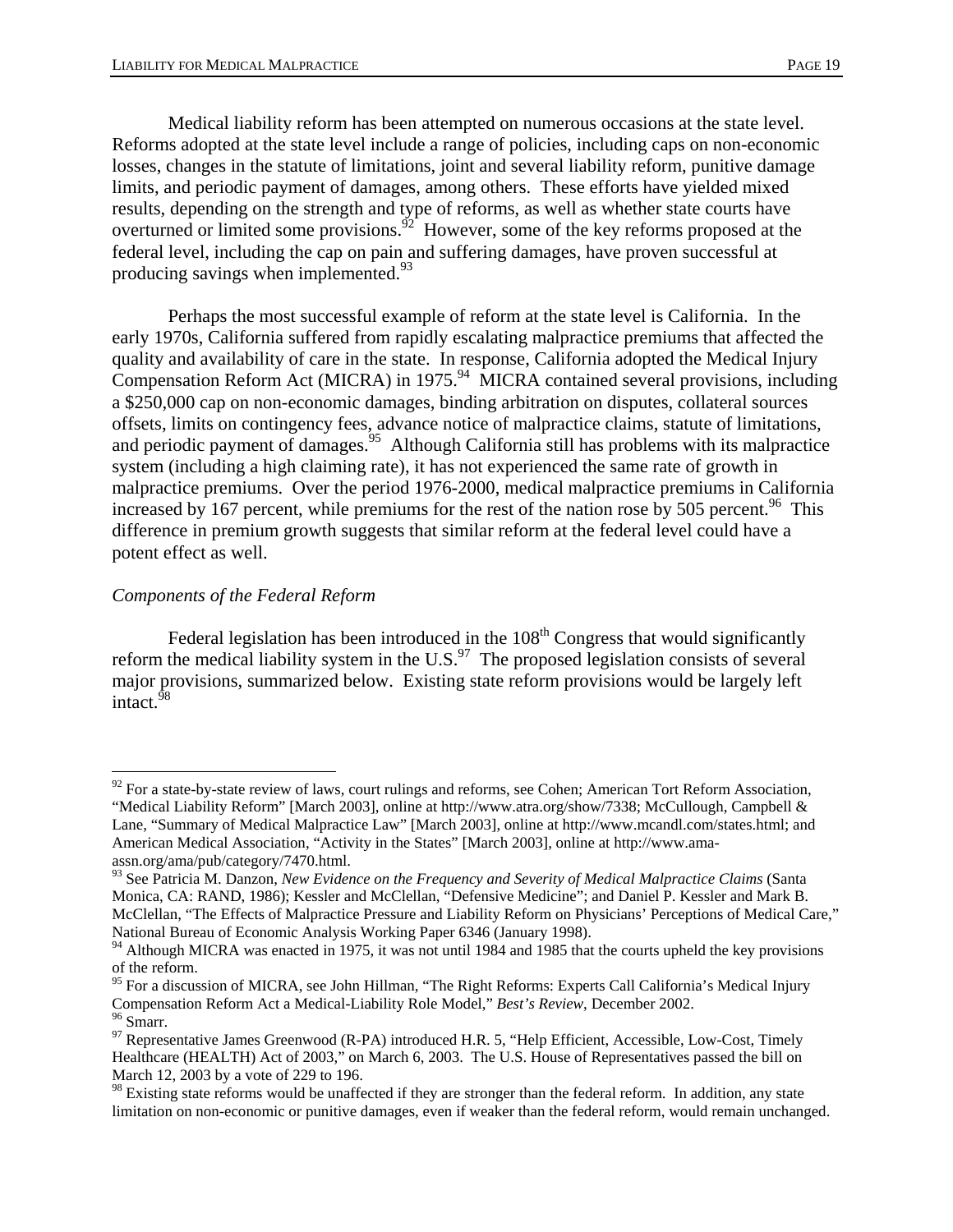Medical liability reform has been attempted on numerous occasions at the state level. Reforms adopted at the state level include a range of policies, including caps on non-economic losses, changes in the statute of limitations, joint and several liability reform, punitive damage limits, and periodic payment of damages, among others. These efforts have yielded mixed results, depending on the strength and type of reforms, as well as whether state courts have overturned or limited some provisions.[92] However, some of the key reforms proposed at the federal level, including the cap on pain and suffering damages, have proven successful at producing savings when implemented.[93]

Perhaps the most successful example of reform at the state level is California. In the early 1970s, California suffered from rapidly escalating malpractice premiums that affected the quality and availability of care in the state. In response, California adopted the Medical Injury Compensation Reform Act (MICRA) in 1975.[94] MICRA contained several provisions, including a $250,000 cap on non-economic damages, binding arbitration on disputes, collateral sources offsets, limits on contingency fees, advance notice of malpractice claims, statute of limitations, and periodic payment of damages.[95] Although California still has problems with its malpractice system (including a high claiming rate), it has not experienced the same rate of growth in malpractice premiums. Over the period 1976-2000, medical malpractice premiums in California increased by 167 percent, while premiums for the rest of the nation rose by 505 percent.[96] This difference in premium growth suggests that similar reform at the federal level could have a potent effect as well.

### *Components of the Federal Reform*

Federal legislation has been introduced in the 108th Congress that would significantly reform the medical liability system in the U.S.[97] The proposed legislation consists of several major provisions, summarized below. Existing state reform provisions would be largely left intact.[98]

---

[92] For a state-by-state review of laws, court rulings and reforms, see Cohen; American Tort Reform Association, "Medical Liability Reform" [March 2003], online at http://www.atra.org/show/7338; McCullough, Campbell & Lane, "Summary of Medical Malpractice Law" [March 2003], online at http://www.mcandl.com/states.html; and American Medical Association, "Activity in the States" [March 2003], online at http://www.ama-assn.org/ama/pub/category/7470.html.

[93] See Patricia M. Danzon, *New Evidence on the Frequency and Severity of Medical Malpractice Claims* (Santa Monica, CA: RAND, 1986); Kessler and McClellan, "Defensive Medicine"; and Daniel P. Kessler and Mark B. McClellan, "The Effects of Malpractice Pressure and Liability Reform on Physicians' Perceptions of Medical Care," National Bureau of Economic Analysis Working Paper 6346 (January 1998).

[94] Although MICRA was enacted in 1975, it was not until 1984 and 1985 that the courts upheld the key provisions of the reform.

[95] For a discussion of MICRA, see John Hillman, "The Right Reforms: Experts Call California's Medical Injury Compensation Reform Act a Medical-Liability Role Model," *Best's Review*, December 2002.

[96] Smarr.

[97] Representative James Greenwood (R-PA) introduced H.R. 5, "Help Efficient, Accessible, Low-Cost, Timely Healthcare (HEALTH) Act of 2003," on March 6, 2003. The U.S. House of Representatives passed the bill on March 12, 2003 by a vote of 229 to 196.

[98] Existing state reforms would be unaffected if they are stronger than the federal reform. In addition, any state limitation on non-economic or punitive damages, even if weaker than the federal reform, would remain unchanged.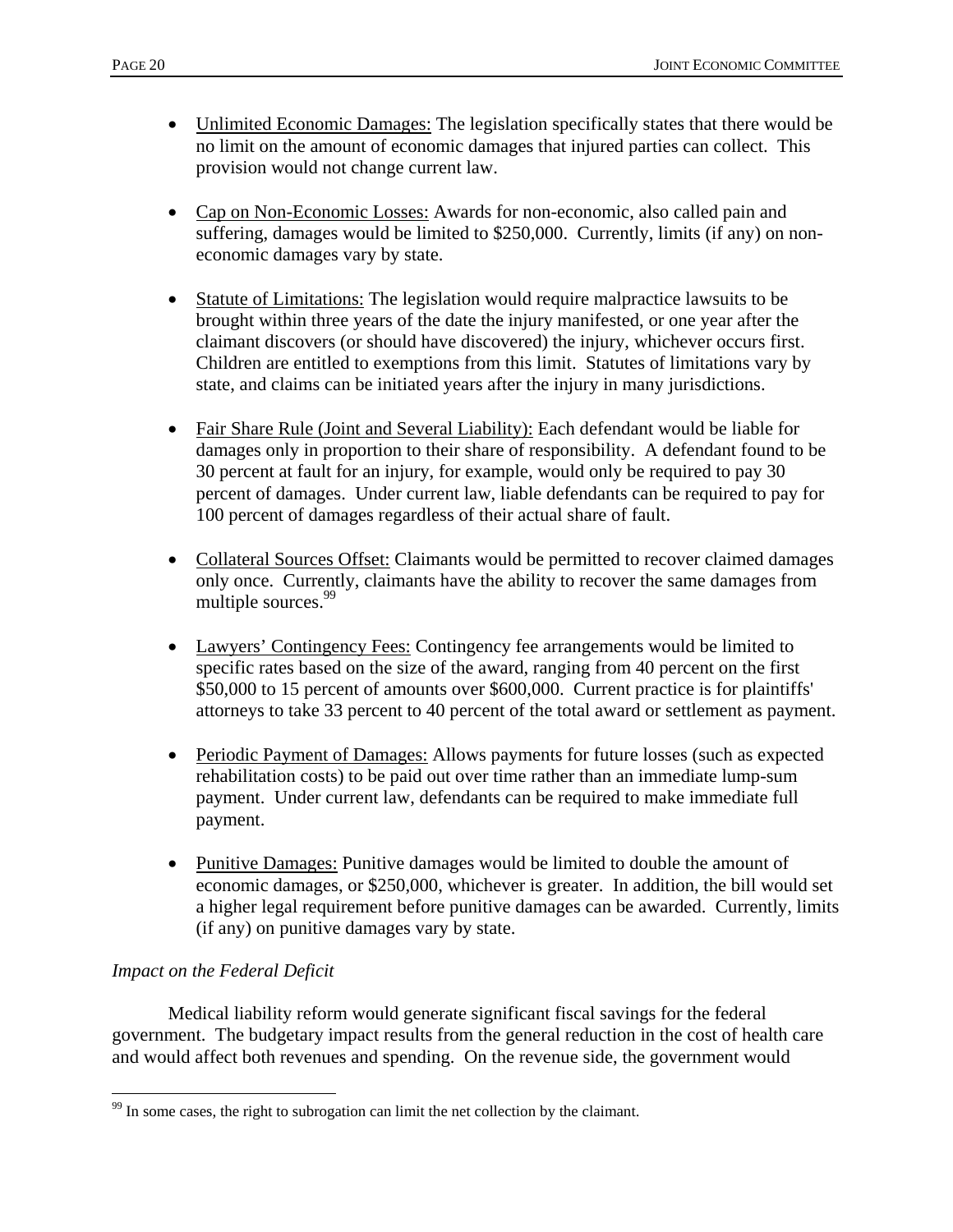- Unlimited Economic Damages: The legislation specifically states that there would be no limit on the amount of economic damages that injured parties can collect. This provision would not change current law.

- Cap on Non-Economic Losses: Awards for non-economic, also called pain and suffering, damages would be limited to $250,000. Currently, limits (if any) on non-economic damages vary by state.

- Statute of Limitations: The legislation would require malpractice lawsuits to be brought within three years of the date the injury manifested, or one year after the claimant discovers (or should have discovered) the injury, whichever occurs first. Children are entitled to exemptions from this limit. Statutes of limitations vary by state, and claims can be initiated years after the injury in many jurisdictions.

- Fair Share Rule (Joint and Several Liability): Each defendant would be liable for damages only in proportion to their share of responsibility. A defendant found to be 30 percent at fault for an injury, for example, would only be required to pay 30 percent of damages. Under current law, liable defendants can be required to pay for 100 percent of damages regardless of their actual share of fault.

- Collateral Sources Offset: Claimants would be permitted to recover claimed damages only once. Currently, claimants have the ability to recover the same damages from multiple sources.[99]

- Lawyers' Contingency Fees: Contingency fee arrangements would be limited to specific rates based on the size of the award, ranging from 40 percent on the first $50,000 to 15 percent of amounts over $600,000. Current practice is for plaintiffs' attorneys to take 33 percent to 40 percent of the total award or settlement as payment.

- Periodic Payment of Damages: Allows payments for future losses (such as expected rehabilitation costs) to be paid out over time rather than an immediate lump-sum payment. Under current law, defendants can be required to make immediate full payment.

- Punitive Damages: Punitive damages would be limited to double the amount of economic damages, or $250,000, whichever is greater. In addition, the bill would set a higher legal requirement before punitive damages can be awarded. Currently, limits (if any) on punitive damages vary by state.

*Impact on the Federal Deficit*

Medical liability reform would generate significant fiscal savings for the federal government. The budgetary impact results from the general reduction in the cost of health care and would affect both revenues and spending. On the revenue side, the government would

[99] In some cases, the right to subrogation can limit the net collection by the claimant.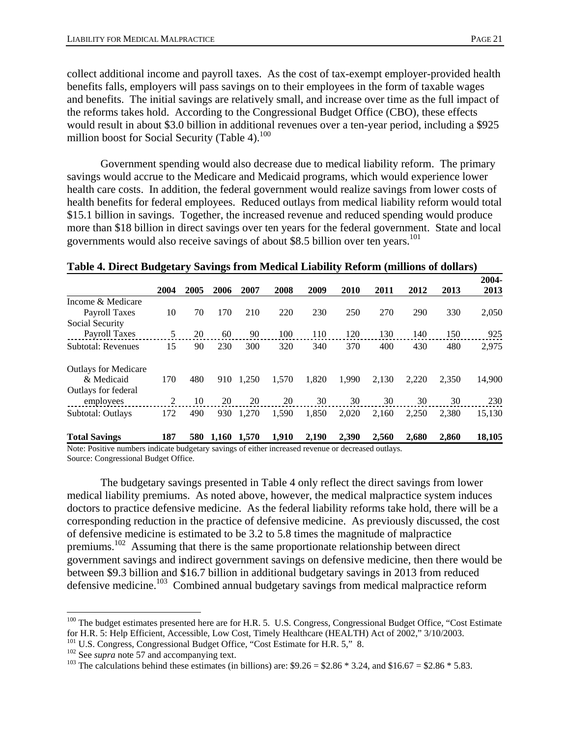collect additional income and payroll taxes. As the cost of tax-exempt employer-provided health benefits falls, employers will pass savings on to their employees in the form of taxable wages and benefits. The initial savings are relatively small, and increase over time as the full impact of the reforms takes hold. According to the Congressional Budget Office (CBO), these effects would result in about $3.0 billion in additional revenues over a ten-year period, including a $925 million boost for Social Security (Table 4).[100]

Government spending would also decrease due to medical liability reform. The primary savings would accrue to the Medicare and Medicaid programs, which would experience lower health care costs. In addition, the federal government would realize savings from lower costs of health benefits for federal employees. Reduced outlays from medical liability reform would total $15.1 billion in savings. Together, the increased revenue and reduced spending would produce more than $18 billion in direct savings over ten years for the federal government. State and local governments would also receive savings of about $8.5 billion over ten years.[101]

**Table 4. Direct Budgetary Savings from Medical Liability Reform (millions of dollars)**

| | 2004 | 2005 | 2006 | 2007 | 2008 | 2009 | 2010 | 2011 | 2012 | 2013 | 2004-2013 |
|---|---|---|---|---|---|---|---|---|---|---|---|
| Income & Medicare Payroll Taxes | 10 | 70 | 170 | 210 | 220 | 230 | 250 | 270 | 290 | 330 | 2,050 |
| Social Security Payroll Taxes | 5 | 20 | 60 | 90 | 100 | 110 | 120 | 130 | 140 | 150 | 925 |
| Subtotal: Revenues | 15 | 90 | 230 | 300 | 320 | 340 | 370 | 400 | 430 | 480 | 2,975 |
| Outlays for Medicare & Medicaid | 170 | 480 | 910 | 1,250 | 1,570 | 1,820 | 1,990 | 2,130 | 2,220 | 2,350 | 14,900 |
| Outlays for federal employees | 2 | 10 | 20 | 20 | 20 | 30 | 30 | 30 | 30 | 30 | 230 |
| Subtotal: Outlays | 172 | 490 | 930 | 1,270 | 1,590 | 1,850 | 2,020 | 2,160 | 2,250 | 2,380 | 15,130 |
| **Total Savings** | **187** | **580** | **1,160** | **1,570** | **1,910** | **2,190** | **2,390** | **2,560** | **2,680** | **2,860** | **18,105** |

Note: Positive numbers indicate budgetary savings of either increased revenue or decreased outlays.
Source: Congressional Budget Office.

The budgetary savings presented in Table 4 only reflect the direct savings from lower medical liability premiums. As noted above, however, the medical malpractice system induces doctors to practice defensive medicine. As the federal liability reforms take hold, there will be a corresponding reduction in the practice of defensive medicine. As previously discussed, the cost of defensive medicine is estimated to be 3.2 to 5.8 times the magnitude of malpractice premiums.[102] Assuming that there is the same proportionate relationship between direct government savings and indirect government savings on defensive medicine, then there would be between $9.3 billion and $16.7 billion in additional budgetary savings in 2013 from reduced defensive medicine.[103] Combined annual budgetary savings from medical malpractice reform

---

[100] The budget estimates presented here are for H.R. 5. U.S. Congress, Congressional Budget Office, "Cost Estimate for H.R. 5: Help Efficient, Accessible, Low Cost, Timely Healthcare (HEALTH) Act of 2002," 3/10/2003.

[101] U.S. Congress, Congressional Budget Office, "Cost Estimate for H.R. 5," 8.

[102] See *supra* note 57 and accompanying text.

[103] The calculations behind these estimates (in billions) are: $9.26 = $2.86 * 3.24, and $16.67 = $2.86 * 5.83.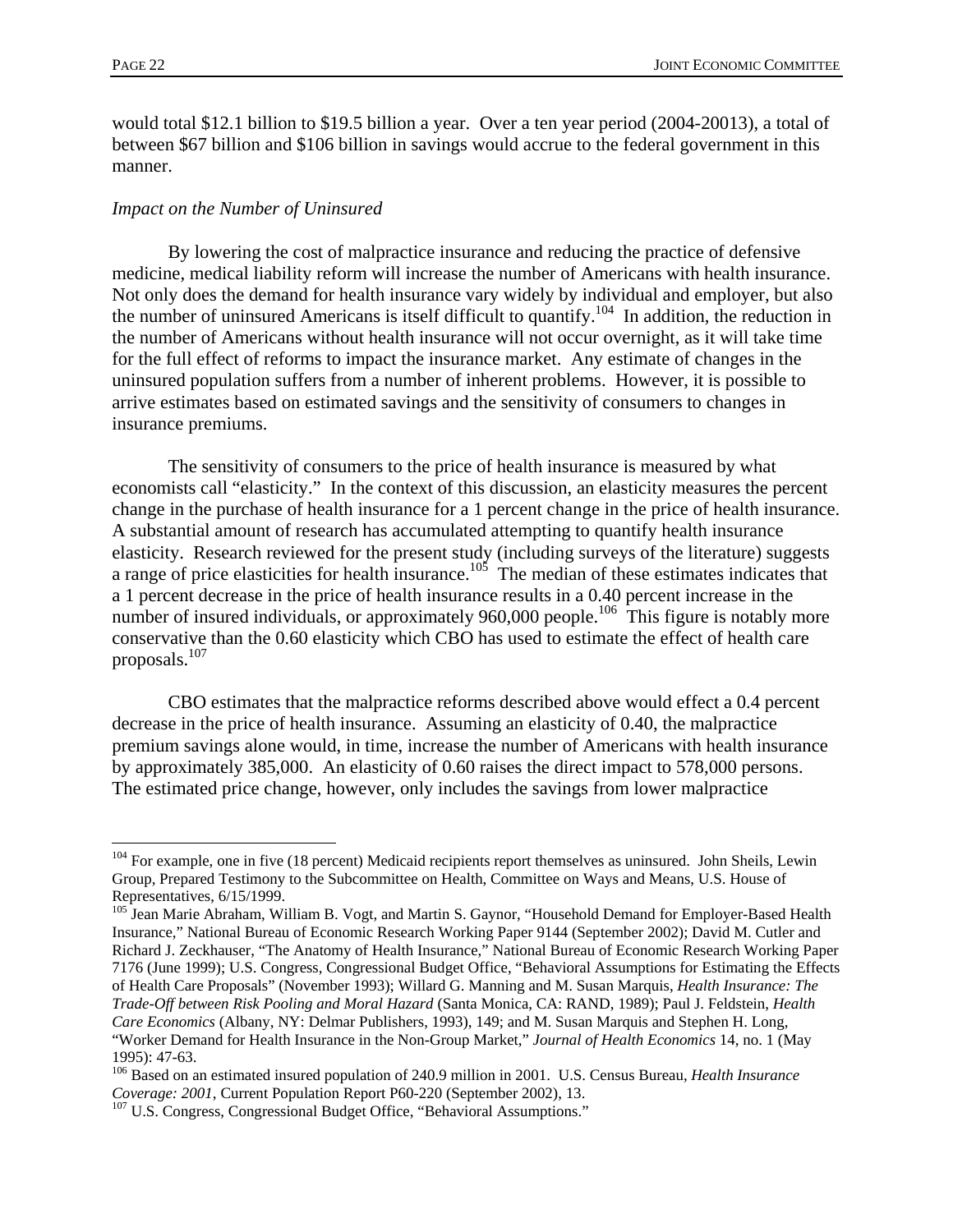would total $12.1 billion to $19.5 billion a year. Over a ten year period (2004-20013), a total of between $67 billion and $106 billion in savings would accrue to the federal government in this manner.

*Impact on the Number of Uninsured*

By lowering the cost of malpractice insurance and reducing the practice of defensive medicine, medical liability reform will increase the number of Americans with health insurance. Not only does the demand for health insurance vary widely by individual and employer, but also the number of uninsured Americans is itself difficult to quantify.[104] In addition, the reduction in the number of Americans without health insurance will not occur overnight, as it will take time for the full effect of reforms to impact the insurance market. Any estimate of changes in the uninsured population suffers from a number of inherent problems. However, it is possible to arrive estimates based on estimated savings and the sensitivity of consumers to changes in insurance premiums.

The sensitivity of consumers to the price of health insurance is measured by what economists call "elasticity." In the context of this discussion, an elasticity measures the percent change in the purchase of health insurance for a 1 percent change in the price of health insurance. A substantial amount of research has accumulated attempting to quantify health insurance elasticity. Research reviewed for the present study (including surveys of the literature) suggests a range of price elasticities for health insurance.[105] The median of these estimates indicates that a 1 percent decrease in the price of health insurance results in a 0.40 percent increase in the number of insured individuals, or approximately 960,000 people.[106] This figure is notably more conservative than the 0.60 elasticity which CBO has used to estimate the effect of health care proposals.[107]

CBO estimates that the malpractice reforms described above would effect a 0.4 percent decrease in the price of health insurance. Assuming an elasticity of 0.40, the malpractice premium savings alone would, in time, increase the number of Americans with health insurance by approximately 385,000. An elasticity of 0.60 raises the direct impact to 578,000 persons. The estimated price change, however, only includes the savings from lower malpractice

---

[104] For example, one in five (18 percent) Medicaid recipients report themselves as uninsured. John Sheils, Lewin Group, Prepared Testimony to the Subcommittee on Health, Committee on Ways and Means, U.S. House of Representatives, 6/15/1999.

[105] Jean Marie Abraham, William B. Vogt, and Martin S. Gaynor, "Household Demand for Employer-Based Health Insurance," National Bureau of Economic Research Working Paper 9144 (September 2002); David M. Cutler and Richard J. Zeckhauser, "The Anatomy of Health Insurance," National Bureau of Economic Research Working Paper 7176 (June 1999); U.S. Congress, Congressional Budget Office, "Behavioral Assumptions for Estimating the Effects of Health Care Proposals" (November 1993); Willard G. Manning and M. Susan Marquis, *Health Insurance: The Trade-Off between Risk Pooling and Moral Hazard* (Santa Monica, CA: RAND, 1989); Paul J. Feldstein, *Health Care Economics* (Albany, NY: Delmar Publishers, 1993), 149; and M. Susan Marquis and Stephen H. Long, "Worker Demand for Health Insurance in the Non-Group Market," *Journal of Health Economics* 14, no. 1 (May 1995): 47-63.

[106] Based on an estimated insured population of 240.9 million in 2001. U.S. Census Bureau, *Health Insurance Coverage: 2001*, Current Population Report P60-220 (September 2002), 13.

[107] U.S. Congress, Congressional Budget Office, "Behavioral Assumptions."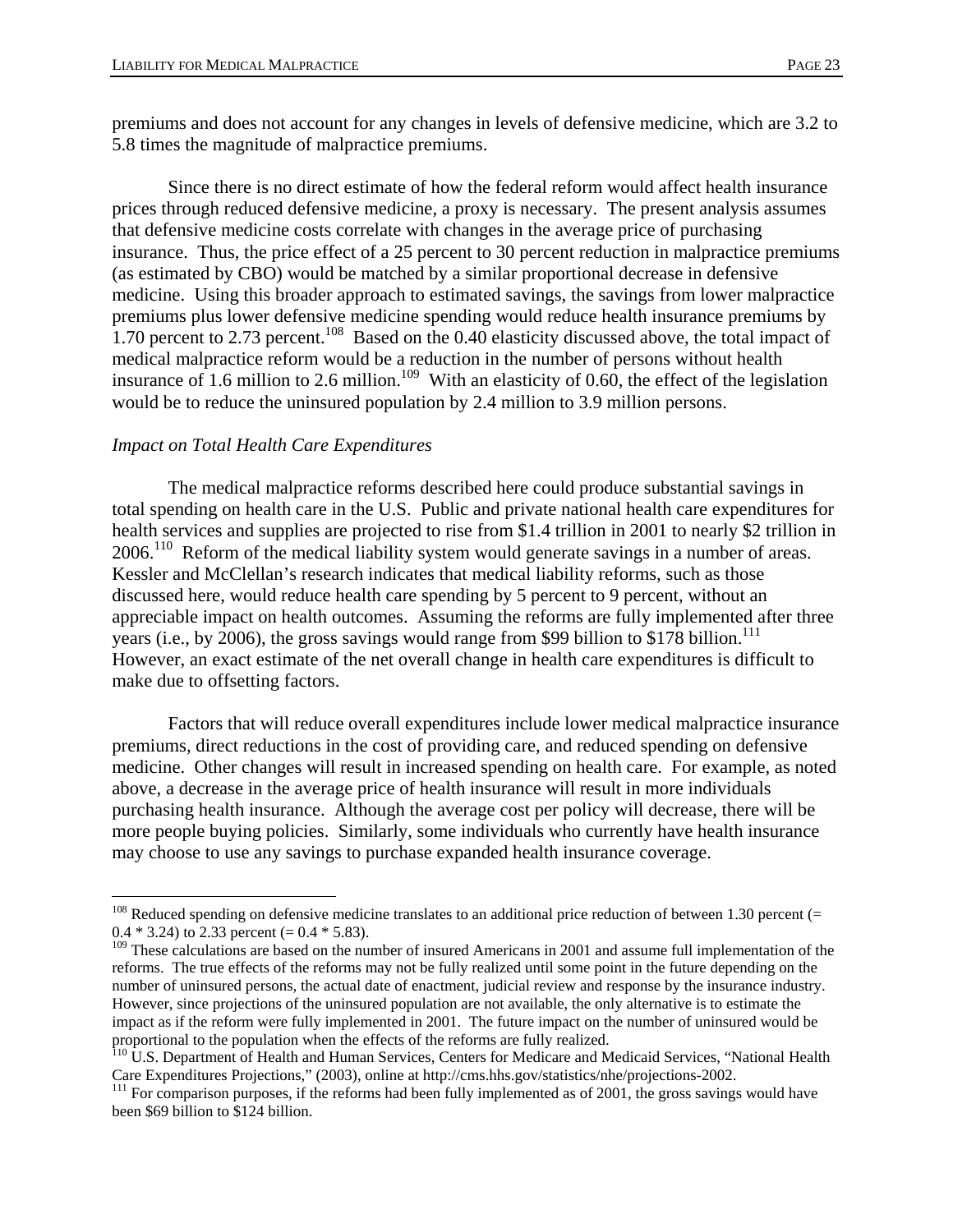premiums and does not account for any changes in levels of defensive medicine, which are 3.2 to 5.8 times the magnitude of malpractice premiums.

Since there is no direct estimate of how the federal reform would affect health insurance prices through reduced defensive medicine, a proxy is necessary. The present analysis assumes that defensive medicine costs correlate with changes in the average price of purchasing insurance. Thus, the price effect of a 25 percent to 30 percent reduction in malpractice premiums (as estimated by CBO) would be matched by a similar proportional decrease in defensive medicine. Using this broader approach to estimated savings, the savings from lower malpractice premiums plus lower defensive medicine spending would reduce health insurance premiums by 1.70 percent to 2.73 percent.[108] Based on the 0.40 elasticity discussed above, the total impact of medical malpractice reform would be a reduction in the number of persons without health insurance of 1.6 million to 2.6 million.[109] With an elasticity of 0.60, the effect of the legislation would be to reduce the uninsured population by 2.4 million to 3.9 million persons.

*Impact on Total Health Care Expenditures*

The medical malpractice reforms described here could produce substantial savings in total spending on health care in the U.S. Public and private national health care expenditures for health services and supplies are projected to rise from $1.4 trillion in 2001 to nearly $2 trillion in 2006.[110] Reform of the medical liability system would generate savings in a number of areas. Kessler and McClellan's research indicates that medical liability reforms, such as those discussed here, would reduce health care spending by 5 percent to 9 percent, without an appreciable impact on health outcomes. Assuming the reforms are fully implemented after three years (i.e., by 2006), the gross savings would range from $99 billion to $178 billion.[111] However, an exact estimate of the net overall change in health care expenditures is difficult to make due to offsetting factors.

Factors that will reduce overall expenditures include lower medical malpractice insurance premiums, direct reductions in the cost of providing care, and reduced spending on defensive medicine. Other changes will result in increased spending on health care. For example, as noted above, a decrease in the average price of health insurance will result in more individuals purchasing health insurance. Although the average cost per policy will decrease, there will be more people buying policies. Similarly, some individuals who currently have health insurance may choose to use any savings to purchase expanded health insurance coverage.

---

[108] Reduced spending on defensive medicine translates to an additional price reduction of between 1.30 percent (= 0.4 * 3.24) to 2.33 percent (= 0.4 * 5.83).

[109] These calculations are based on the number of insured Americans in 2001 and assume full implementation of the reforms. The true effects of the reforms may not be fully realized until some point in the future depending on the number of uninsured persons, the actual date of enactment, judicial review and response by the insurance industry. However, since projections of the uninsured population are not available, the only alternative is to estimate the impact as if the reform were fully implemented in 2001. The future impact on the number of uninsured would be proportional to the population when the effects of the reforms are fully realized.

[110] U.S. Department of Health and Human Services, Centers for Medicare and Medicaid Services, "National Health Care Expenditures Projections," (2003), online at http://cms.hhs.gov/statistics/nhe/projections-2002.

[111] For comparison purposes, if the reforms had been fully implemented as of 2001, the gross savings would have been $69 billion to $124 billion.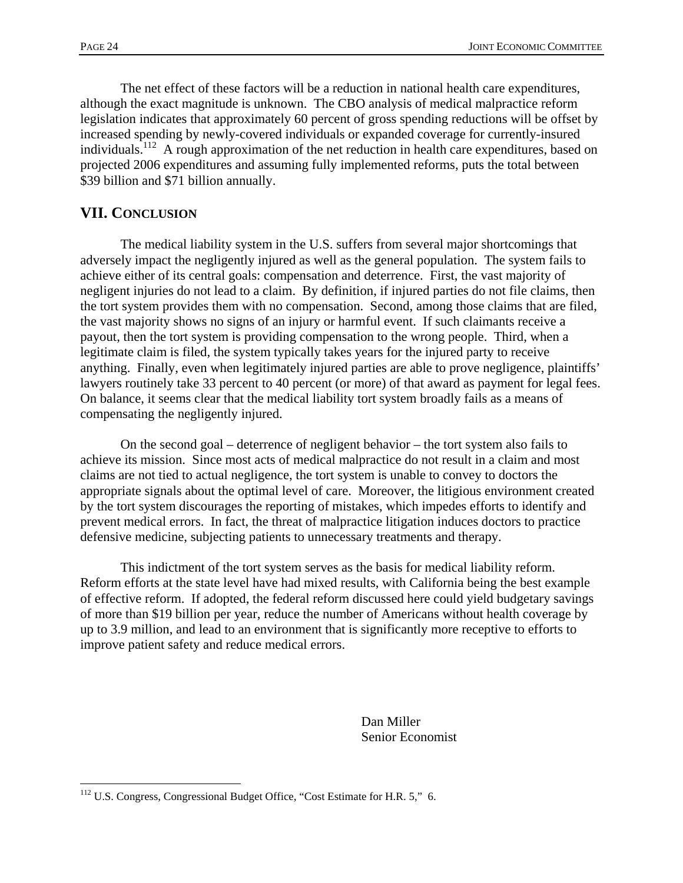The net effect of these factors will be a reduction in national health care expenditures, although the exact magnitude is unknown. The CBO analysis of medical malpractice reform legislation indicates that approximately 60 percent of gross spending reductions will be offset by increased spending by newly-covered individuals or expanded coverage for currently-insured individuals.[112] A rough approximation of the net reduction in health care expenditures, based on projected 2006 expenditures and assuming fully implemented reforms, puts the total between \$39 billion and \$71 billion annually.

## VII. Conclusion

The medical liability system in the U.S. suffers from several major shortcomings that adversely impact the negligently injured as well as the general population. The system fails to achieve either of its central goals: compensation and deterrence. First, the vast majority of negligent injuries do not lead to a claim. By definition, if injured parties do not file claims, then the tort system provides them with no compensation. Second, among those claims that are filed, the vast majority shows no signs of an injury or harmful event. If such claimants receive a payout, then the tort system is providing compensation to the wrong people. Third, when a legitimate claim is filed, the system typically takes years for the injured party to receive anything. Finally, even when legitimately injured parties are able to prove negligence, plaintiffs' lawyers routinely take 33 percent to 40 percent (or more) of that award as payment for legal fees. On balance, it seems clear that the medical liability tort system broadly fails as a means of compensating the negligently injured.

On the second goal – deterrence of negligent behavior – the tort system also fails to achieve its mission. Since most acts of medical malpractice do not result in a claim and most claims are not tied to actual negligence, the tort system is unable to convey to doctors the appropriate signals about the optimal level of care. Moreover, the litigious environment created by the tort system discourages the reporting of mistakes, which impedes efforts to identify and prevent medical errors. In fact, the threat of malpractice litigation induces doctors to practice defensive medicine, subjecting patients to unnecessary treatments and therapy.

This indictment of the tort system serves as the basis for medical liability reform. Reform efforts at the state level have had mixed results, with California being the best example of effective reform. If adopted, the federal reform discussed here could yield budgetary savings of more than \$19 billion per year, reduce the number of Americans without health coverage by up to 3.9 million, and lead to an environment that is significantly more receptive to efforts to improve patient safety and reduce medical errors.

Dan Miller
Senior Economist

[112] U.S. Congress, Congressional Budget Office, "Cost Estimate for H.R. 5," 6.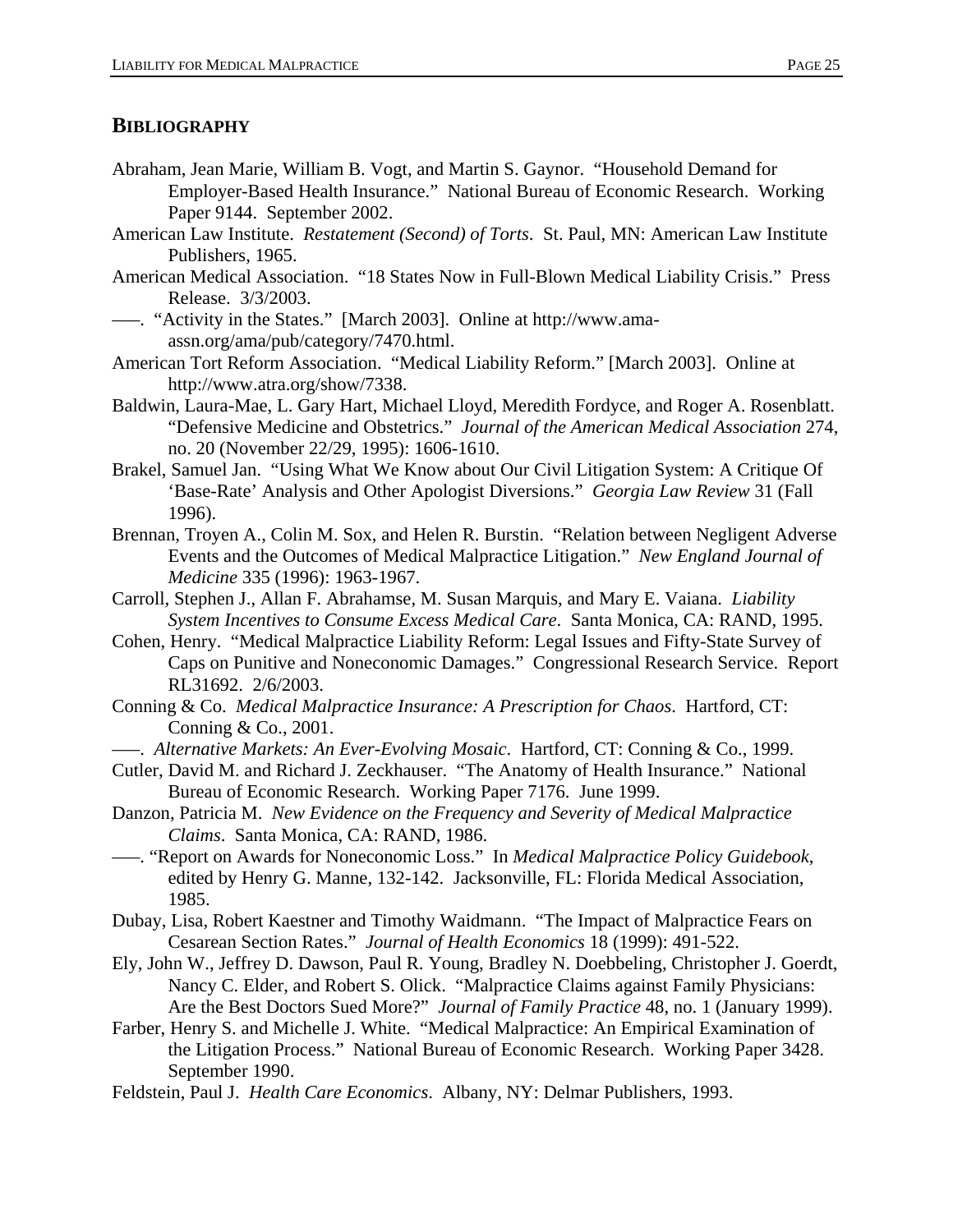## BIBLIOGRAPHY

Abraham, Jean Marie, William B. Vogt, and Martin S. Gaynor. "Household Demand for Employer-Based Health Insurance." National Bureau of Economic Research. Working Paper 9144. September 2002.

American Law Institute. *Restatement (Second) of Torts*. St. Paul, MN: American Law Institute Publishers, 1965.

American Medical Association. "18 States Now in Full-Blown Medical Liability Crisis." Press Release. 3/3/2003.

–––. "Activity in the States." [March 2003]. Online at http://www.ama-assn.org/ama/pub/category/7470.html.

American Tort Reform Association. "Medical Liability Reform." [March 2003]. Online at http://www.atra.org/show/7338.

Baldwin, Laura-Mae, L. Gary Hart, Michael Lloyd, Meredith Fordyce, and Roger A. Rosenblatt. "Defensive Medicine and Obstetrics." *Journal of the American Medical Association* 274, no. 20 (November 22/29, 1995): 1606-1610.

Brakel, Samuel Jan. "Using What We Know about Our Civil Litigation System: A Critique Of 'Base-Rate' Analysis and Other Apologist Diversions." *Georgia Law Review* 31 (Fall 1996).

Brennan, Troyen A., Colin M. Sox, and Helen R. Burstin. "Relation between Negligent Adverse Events and the Outcomes of Medical Malpractice Litigation." *New England Journal of Medicine* 335 (1996): 1963-1967.

Carroll, Stephen J., Allan F. Abrahamse, M. Susan Marquis, and Mary E. Vaiana. *Liability System Incentives to Consume Excess Medical Care*. Santa Monica, CA: RAND, 1995.

Cohen, Henry. "Medical Malpractice Liability Reform: Legal Issues and Fifty-State Survey of Caps on Punitive and Noneconomic Damages." Congressional Research Service. Report RL31692. 2/6/2003.

Conning & Co. *Medical Malpractice Insurance: A Prescription for Chaos*. Hartford, CT: Conning & Co., 2001.

–––. *Alternative Markets: An Ever-Evolving Mosaic*. Hartford, CT: Conning & Co., 1999.

Cutler, David M. and Richard J. Zeckhauser. "The Anatomy of Health Insurance." National Bureau of Economic Research. Working Paper 7176. June 1999.

Danzon, Patricia M. *New Evidence on the Frequency and Severity of Medical Malpractice Claims*. Santa Monica, CA: RAND, 1986.

–––. "Report on Awards for Noneconomic Loss." In *Medical Malpractice Policy Guidebook*, edited by Henry G. Manne, 132-142. Jacksonville, FL: Florida Medical Association, 1985.

Dubay, Lisa, Robert Kaestner and Timothy Waidmann. "The Impact of Malpractice Fears on Cesarean Section Rates." *Journal of Health Economics* 18 (1999): 491-522.

Ely, John W., Jeffrey D. Dawson, Paul R. Young, Bradley N. Doebbeling, Christopher J. Goerdt, Nancy C. Elder, and Robert S. Olick. "Malpractice Claims against Family Physicians: Are the Best Doctors Sued More?" *Journal of Family Practice* 48, no. 1 (January 1999).

Farber, Henry S. and Michelle J. White. "Medical Malpractice: An Empirical Examination of the Litigation Process." National Bureau of Economic Research. Working Paper 3428. September 1990.

Feldstein, Paul J. *Health Care Economics*. Albany, NY: Delmar Publishers, 1993.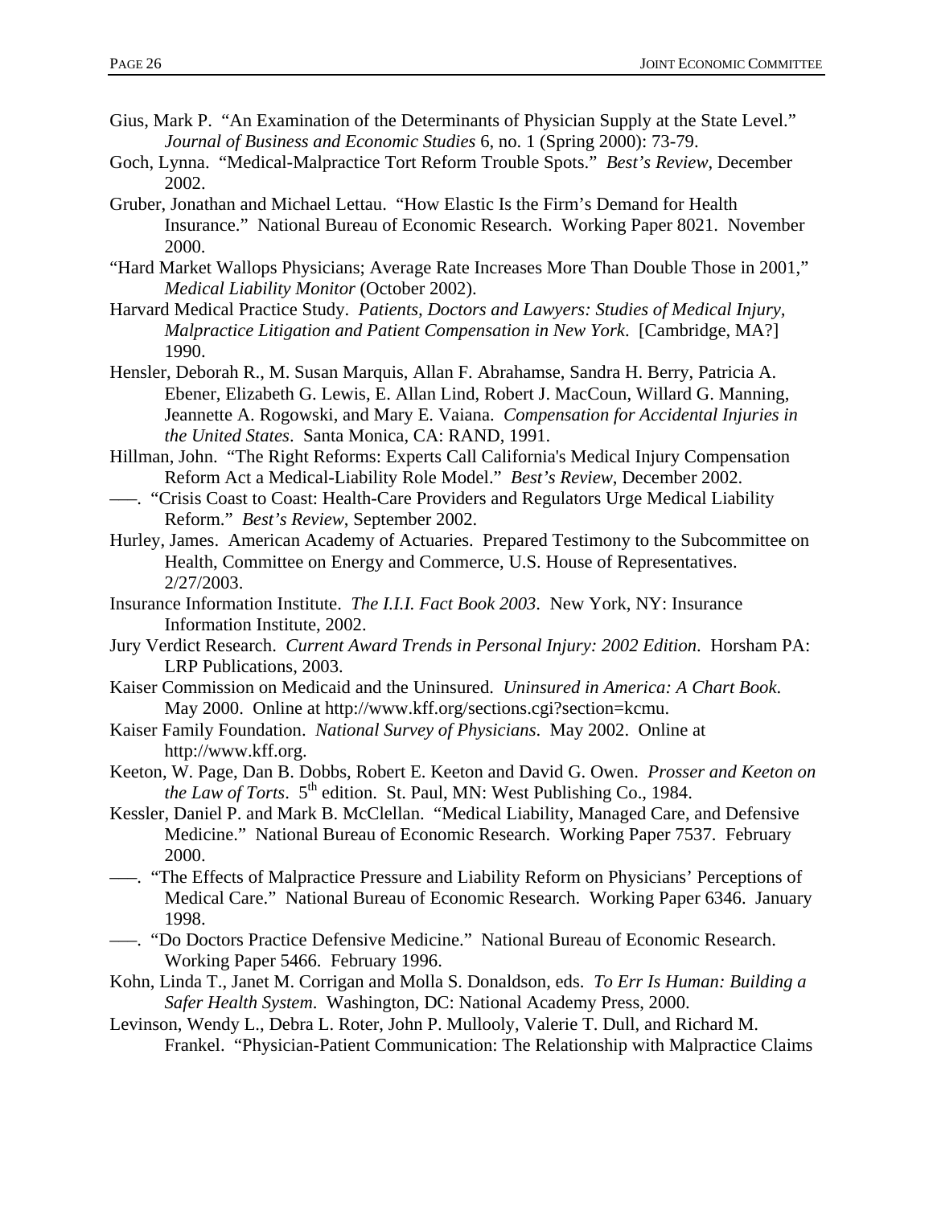Gius, Mark P. "An Examination of the Determinants of Physician Supply at the State Level." *Journal of Business and Economic Studies* 6, no. 1 (Spring 2000): 73-79.

Goch, Lynna. "Medical-Malpractice Tort Reform Trouble Spots." *Best's Review*, December 2002.

Gruber, Jonathan and Michael Lettau. "How Elastic Is the Firm's Demand for Health Insurance." National Bureau of Economic Research. Working Paper 8021. November 2000.

"Hard Market Wallops Physicians; Average Rate Increases More Than Double Those in 2001," *Medical Liability Monitor* (October 2002).

Harvard Medical Practice Study. *Patients, Doctors and Lawyers: Studies of Medical Injury, Malpractice Litigation and Patient Compensation in New York*. [Cambridge, MA?] 1990.

Hensler, Deborah R., M. Susan Marquis, Allan F. Abrahamse, Sandra H. Berry, Patricia A. Ebener, Elizabeth G. Lewis, E. Allan Lind, Robert J. MacCoun, Willard G. Manning, Jeannette A. Rogowski, and Mary E. Vaiana. *Compensation for Accidental Injuries in the United States*. Santa Monica, CA: RAND, 1991.

Hillman, John. "The Right Reforms: Experts Call California's Medical Injury Compensation Reform Act a Medical-Liability Role Model." *Best's Review*, December 2002.

–––. "Crisis Coast to Coast: Health-Care Providers and Regulators Urge Medical Liability Reform." *Best's Review*, September 2002.

Hurley, James. American Academy of Actuaries. Prepared Testimony to the Subcommittee on Health, Committee on Energy and Commerce, U.S. House of Representatives. 2/27/2003.

Insurance Information Institute. *The I.I.I. Fact Book 2003*. New York, NY: Insurance Information Institute, 2002.

Jury Verdict Research. *Current Award Trends in Personal Injury: 2002 Edition*. Horsham PA: LRP Publications, 2003.

Kaiser Commission on Medicaid and the Uninsured. *Uninsured in America: A Chart Book*. May 2000. Online at http://www.kff.org/sections.cgi?section=kcmu.

Kaiser Family Foundation. *National Survey of Physicians*. May 2002. Online at http://www.kff.org.

Keeton, W. Page, Dan B. Dobbs, Robert E. Keeton and David G. Owen. *Prosser and Keeton on the Law of Torts*. 5th edition. St. Paul, MN: West Publishing Co., 1984.

Kessler, Daniel P. and Mark B. McClellan. "Medical Liability, Managed Care, and Defensive Medicine." National Bureau of Economic Research. Working Paper 7537. February 2000.

–––. "The Effects of Malpractice Pressure and Liability Reform on Physicians' Perceptions of Medical Care." National Bureau of Economic Research. Working Paper 6346. January 1998.

–––. "Do Doctors Practice Defensive Medicine." National Bureau of Economic Research. Working Paper 5466. February 1996.

Kohn, Linda T., Janet M. Corrigan and Molla S. Donaldson, eds. *To Err Is Human: Building a Safer Health System*. Washington, DC: National Academy Press, 2000.

Levinson, Wendy L., Debra L. Roter, John P. Mullooly, Valerie T. Dull, and Richard M. Frankel. "Physician-Patient Communication: The Relationship with Malpractice Claims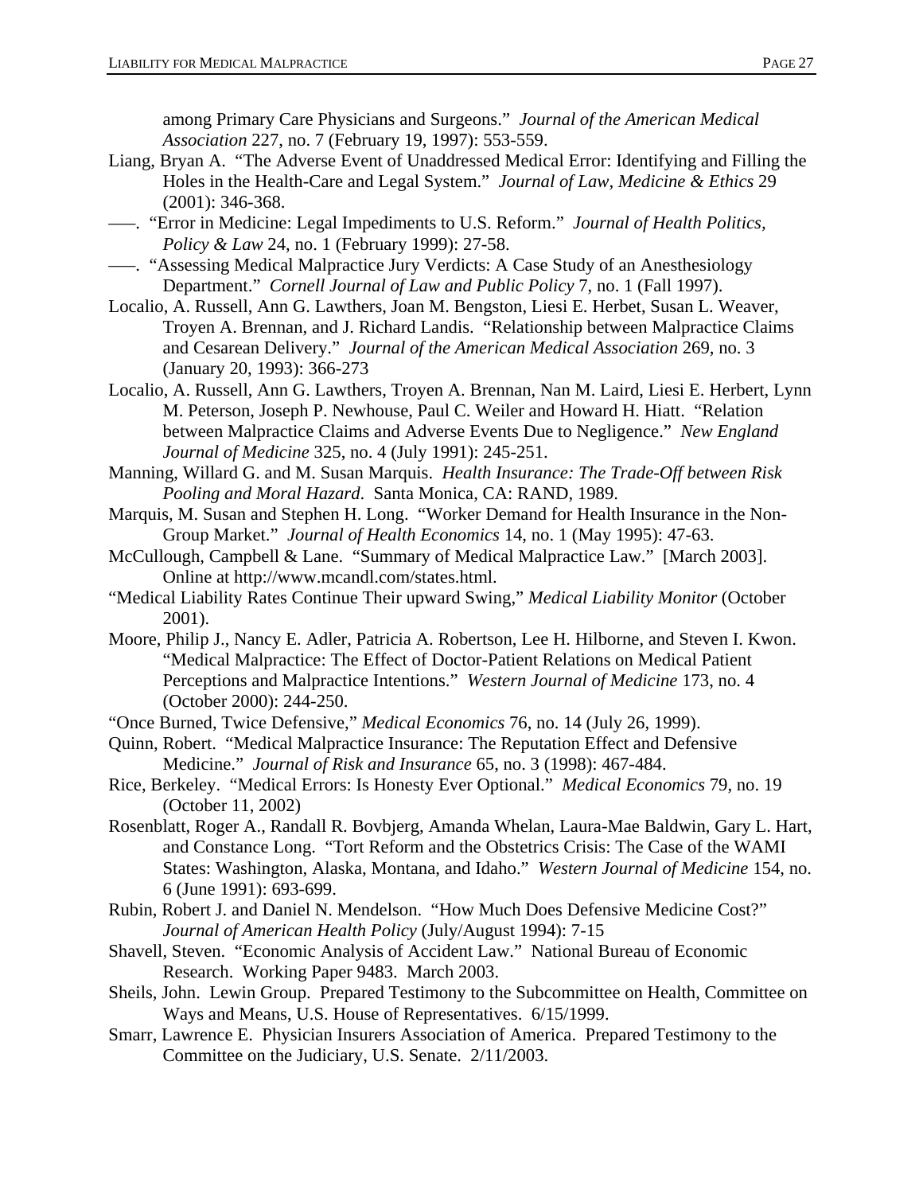among Primary Care Physicians and Surgeons." *Journal of the American Medical Association* 227, no. 7 (February 19, 1997): 553-559.

Liang, Bryan A. "The Adverse Event of Unaddressed Medical Error: Identifying and Filling the Holes in the Health-Care and Legal System." *Journal of Law, Medicine & Ethics* 29 (2001): 346-368.

–––. "Error in Medicine: Legal Impediments to U.S. Reform." *Journal of Health Politics, Policy & Law* 24, no. 1 (February 1999): 27-58.

–––. "Assessing Medical Malpractice Jury Verdicts: A Case Study of an Anesthesiology Department." *Cornell Journal of Law and Public Policy* 7, no. 1 (Fall 1997).

Localio, A. Russell, Ann G. Lawthers, Joan M. Bengston, Liesi E. Herbet, Susan L. Weaver, Troyen A. Brennan, and J. Richard Landis. "Relationship between Malpractice Claims and Cesarean Delivery." *Journal of the American Medical Association* 269, no. 3 (January 20, 1993): 366-273

Localio, A. Russell, Ann G. Lawthers, Troyen A. Brennan, Nan M. Laird, Liesi E. Herbert, Lynn M. Peterson, Joseph P. Newhouse, Paul C. Weiler and Howard H. Hiatt. "Relation between Malpractice Claims and Adverse Events Due to Negligence." *New England Journal of Medicine* 325, no. 4 (July 1991): 245-251.

Manning, Willard G. and M. Susan Marquis. *Health Insurance: The Trade-Off between Risk Pooling and Moral Hazard*. Santa Monica, CA: RAND, 1989.

Marquis, M. Susan and Stephen H. Long. "Worker Demand for Health Insurance in the Non-Group Market." *Journal of Health Economics* 14, no. 1 (May 1995): 47-63.

McCullough, Campbell & Lane. "Summary of Medical Malpractice Law." [March 2003]. Online at http://www.mcandl.com/states.html.

"Medical Liability Rates Continue Their upward Swing," *Medical Liability Monitor* (October 2001).

Moore, Philip J., Nancy E. Adler, Patricia A. Robertson, Lee H. Hilborne, and Steven I. Kwon. "Medical Malpractice: The Effect of Doctor-Patient Relations on Medical Patient Perceptions and Malpractice Intentions." *Western Journal of Medicine* 173, no. 4 (October 2000): 244-250.

"Once Burned, Twice Defensive," *Medical Economics* 76, no. 14 (July 26, 1999).

Quinn, Robert. "Medical Malpractice Insurance: The Reputation Effect and Defensive Medicine." *Journal of Risk and Insurance* 65, no. 3 (1998): 467-484.

Rice, Berkeley. "Medical Errors: Is Honesty Ever Optional." *Medical Economics* 79, no. 19 (October 11, 2002)

Rosenblatt, Roger A., Randall R. Bovbjerg, Amanda Whelan, Laura-Mae Baldwin, Gary L. Hart, and Constance Long. "Tort Reform and the Obstetrics Crisis: The Case of the WAMI States: Washington, Alaska, Montana, and Idaho." *Western Journal of Medicine* 154, no. 6 (June 1991): 693-699.

Rubin, Robert J. and Daniel N. Mendelson. "How Much Does Defensive Medicine Cost?" *Journal of American Health Policy* (July/August 1994): 7-15

Shavell, Steven. "Economic Analysis of Accident Law." National Bureau of Economic Research. Working Paper 9483. March 2003.

Sheils, John. Lewin Group. Prepared Testimony to the Subcommittee on Health, Committee on Ways and Means, U.S. House of Representatives. 6/15/1999.

Smarr, Lawrence E. Physician Insurers Association of America. Prepared Testimony to the Committee on the Judiciary, U.S. Senate. 2/11/2003.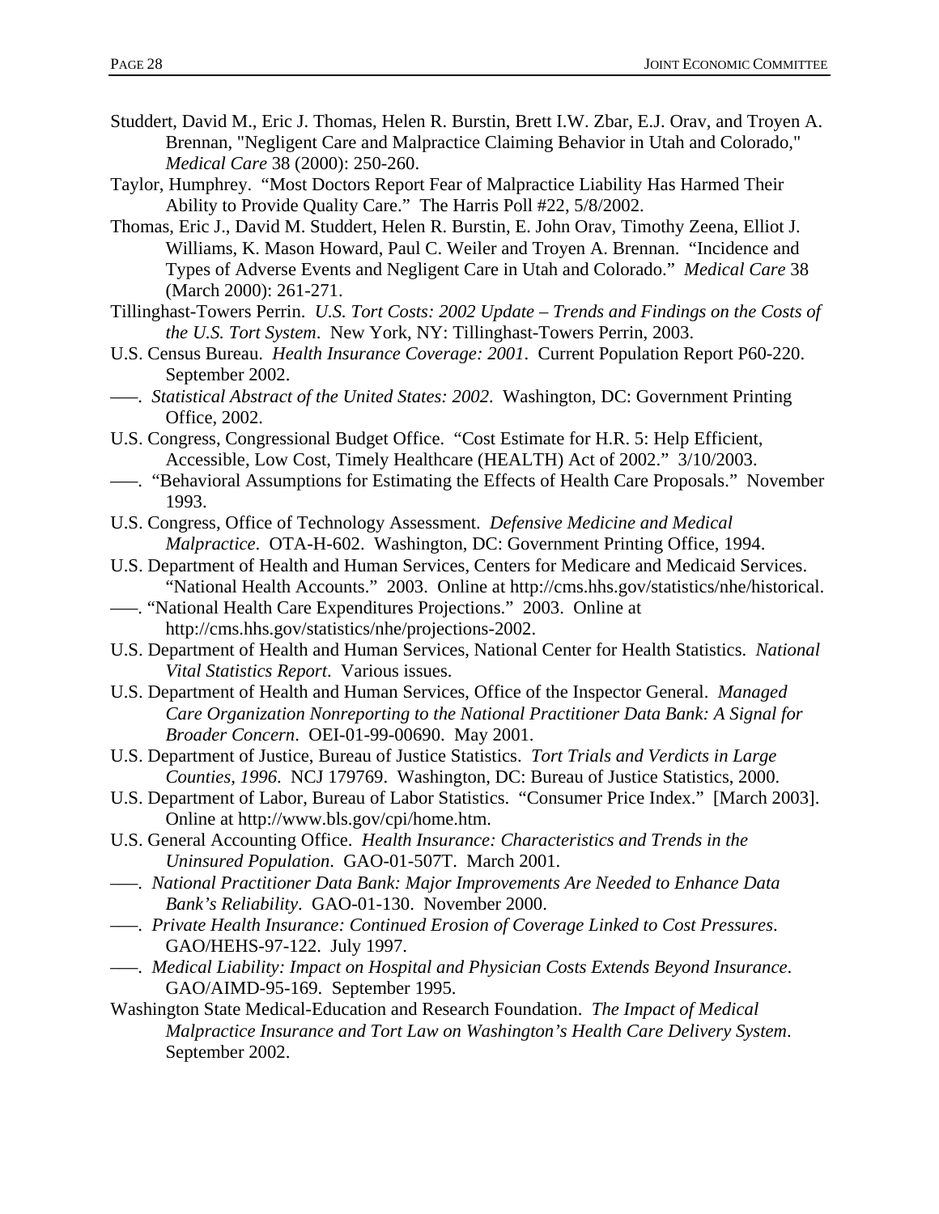Studdert, David M., Eric J. Thomas, Helen R. Burstin, Brett I.W. Zbar, E.J. Orav, and Troyen A. Brennan, "Negligent Care and Malpractice Claiming Behavior in Utah and Colorado," *Medical Care* 38 (2000): 250-260.

Taylor, Humphrey. "Most Doctors Report Fear of Malpractice Liability Has Harmed Their Ability to Provide Quality Care." The Harris Poll #22, 5/8/2002.

Thomas, Eric J., David M. Studdert, Helen R. Burstin, E. John Orav, Timothy Zeena, Elliot J. Williams, K. Mason Howard, Paul C. Weiler and Troyen A. Brennan. "Incidence and Types of Adverse Events and Negligent Care in Utah and Colorado." *Medical Care* 38 (March 2000): 261-271.

Tillinghast-Towers Perrin. *U.S. Tort Costs: 2002 Update – Trends and Findings on the Costs of the U.S. Tort System*. New York, NY: Tillinghast-Towers Perrin, 2003.

U.S. Census Bureau. *Health Insurance Coverage: 2001*. Current Population Report P60-220. September 2002.

–––. *Statistical Abstract of the United States: 2002*. Washington, DC: Government Printing Office, 2002.

U.S. Congress, Congressional Budget Office. "Cost Estimate for H.R. 5: Help Efficient, Accessible, Low Cost, Timely Healthcare (HEALTH) Act of 2002." 3/10/2003.

–––. "Behavioral Assumptions for Estimating the Effects of Health Care Proposals." November 1993.

U.S. Congress, Office of Technology Assessment. *Defensive Medicine and Medical Malpractice*. OTA-H-602. Washington, DC: Government Printing Office, 1994.

U.S. Department of Health and Human Services, Centers for Medicare and Medicaid Services. "National Health Accounts." 2003. Online at http://cms.hhs.gov/statistics/nhe/historical.

–––. "National Health Care Expenditures Projections." 2003. Online at http://cms.hhs.gov/statistics/nhe/projections-2002.

U.S. Department of Health and Human Services, National Center for Health Statistics. *National Vital Statistics Report*. Various issues.

U.S. Department of Health and Human Services, Office of the Inspector General. *Managed Care Organization Nonreporting to the National Practitioner Data Bank: A Signal for Broader Concern*. OEI-01-99-00690. May 2001.

U.S. Department of Justice, Bureau of Justice Statistics. *Tort Trials and Verdicts in Large Counties, 1996*. NCJ 179769. Washington, DC: Bureau of Justice Statistics, 2000.

U.S. Department of Labor, Bureau of Labor Statistics. "Consumer Price Index." [March 2003]. Online at http://www.bls.gov/cpi/home.htm.

U.S. General Accounting Office. *Health Insurance: Characteristics and Trends in the Uninsured Population*. GAO-01-507T. March 2001.

–––. *National Practitioner Data Bank: Major Improvements Are Needed to Enhance Data Bank's Reliability*. GAO-01-130. November 2000.

–––. *Private Health Insurance: Continued Erosion of Coverage Linked to Cost Pressures*. GAO/HEHS-97-122. July 1997.

–––. *Medical Liability: Impact on Hospital and Physician Costs Extends Beyond Insurance*. GAO/AIMD-95-169. September 1995.

Washington State Medical-Education and Research Foundation. *The Impact of Medical Malpractice Insurance and Tort Law on Washington's Health Care Delivery System*. September 2002.